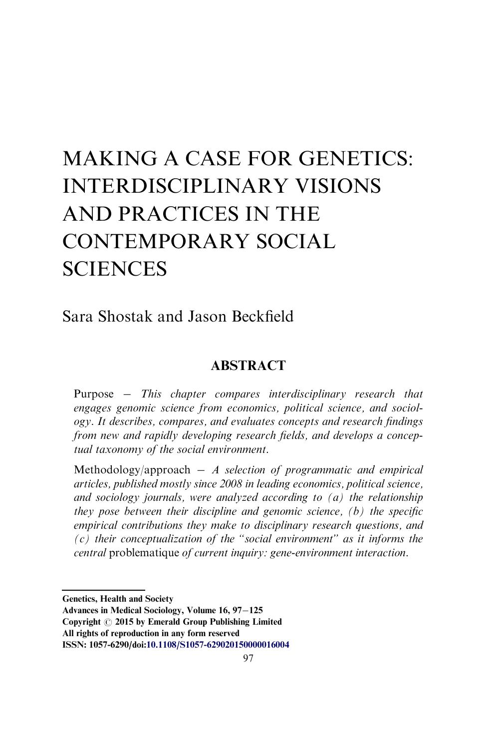# MAKING A CASE FOR GENETICS: INTERDISCIPLINARY VISIONS AND PRACTICES IN THE CONTEMPORARY SOCIAL SCIENCES

Sara Shostak and Jason Beckfield

## ABSTRACT

Purpose – *This chapter compares interdisciplinary research that engages genomic science from economics, political science, and sociology. It describes, compares, and evaluates concepts and research findings from new and rapidly developing research fields, and develops a conceptual taxonomy of the social environment.*

Methodology/approach – *A selection of programmatic and empirical articles, published mostly since 2008 in leading economics, political science, and sociology journals, were analyzed according to (a) the relationship they pose between their discipline and genomic science, (b) the specific empirical contributions they make to disciplinary research questions, and (c) their conceptualization of the "social environment" as it informs the central* problematique *of current inquiry: gene-environment interaction.*

---

**Genetics, Health and Society**
**Advances in Medical Sociology, Volume 16, 97–125**
**Copyright © 2015 by Emerald Group Publishing Limited**
**All rights of reproduction in any form reserved**
**ISSN: 1057-6290/doi:10.1108/S1057-629020150000016004**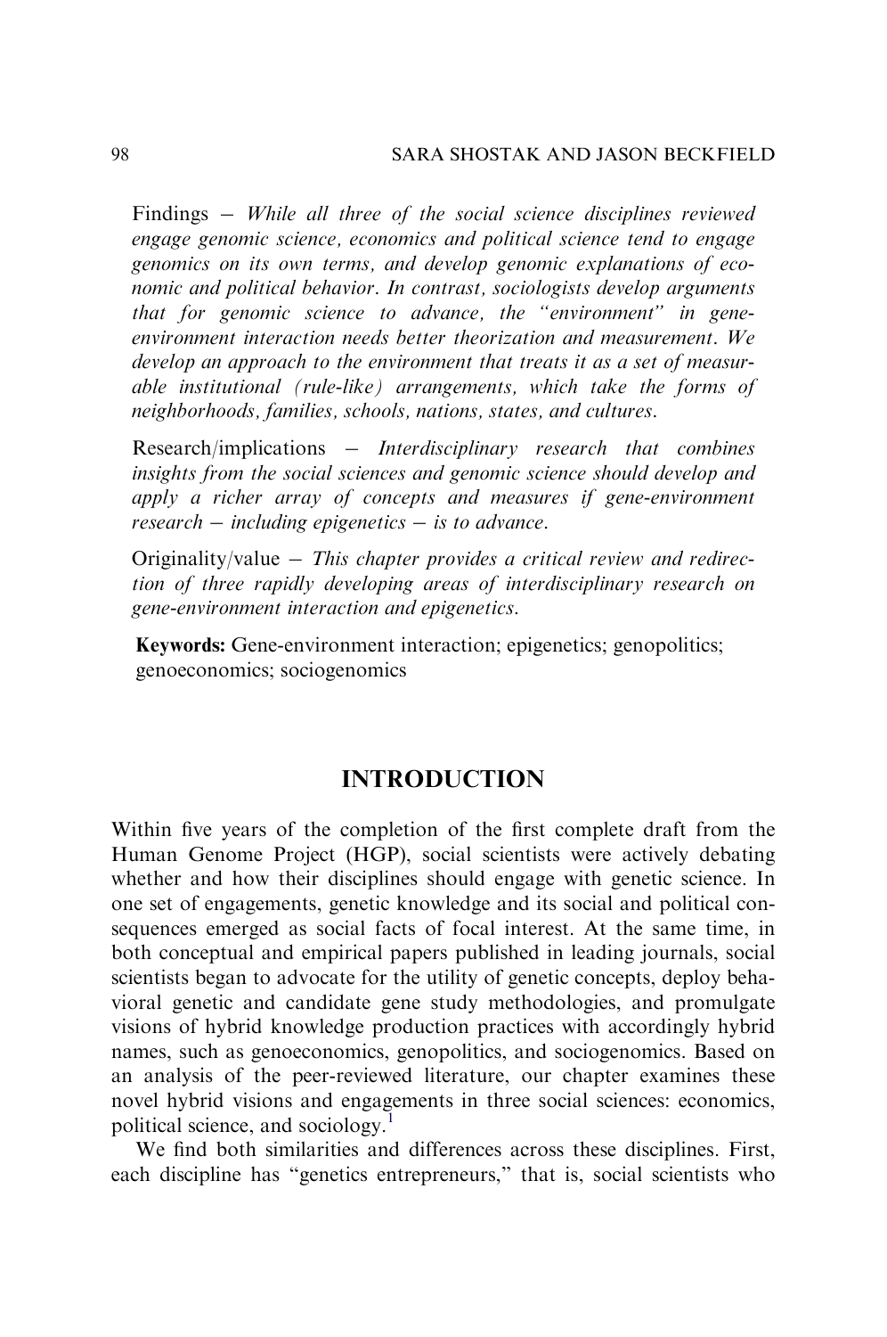Findings – *While all three of the social science disciplines reviewed engage genomic science, economics and political science tend to engage genomics on its own terms, and develop genomic explanations of economic and political behavior. In contrast, sociologists develop arguments that for genomic science to advance, the "environment" in gene-environment interaction needs better theorization and measurement. We develop an approach to the environment that treats it as a set of measurable institutional (rule-like) arrangements, which take the forms of neighborhoods, families, schools, nations, states, and cultures.*

Research/implications – *Interdisciplinary research that combines insights from the social sciences and genomic science should develop and apply a richer array of concepts and measures if gene-environment research – including epigenetics – is to advance.*

Originality/value – *This chapter provides a critical review and redirection of three rapidly developing areas of interdisciplinary research on gene-environment interaction and epigenetics.*

**Keywords:** Gene-environment interaction; epigenetics; genopolitics; genoeconomics; sociogenomics

# INTRODUCTION

Within five years of the completion of the first complete draft from the Human Genome Project (HGP), social scientists were actively debating whether and how their disciplines should engage with genetic science. In one set of engagements, genetic knowledge and its social and political consequences emerged as social facts of focal interest. At the same time, in both conceptual and empirical papers published in leading journals, social scientists began to advocate for the utility of genetic concepts, deploy behavioral genetic and candidate gene study methodologies, and promulgate visions of hybrid knowledge production practices with accordingly hybrid names, such as genoeconomics, genopolitics, and sociogenomics. Based on an analysis of the peer-reviewed literature, our chapter examines these novel hybrid visions and engagements in three social sciences: economics, political science, and sociology.[1]

We find both similarities and differences across these disciplines. First, each discipline has "genetics entrepreneurs," that is, social scientists who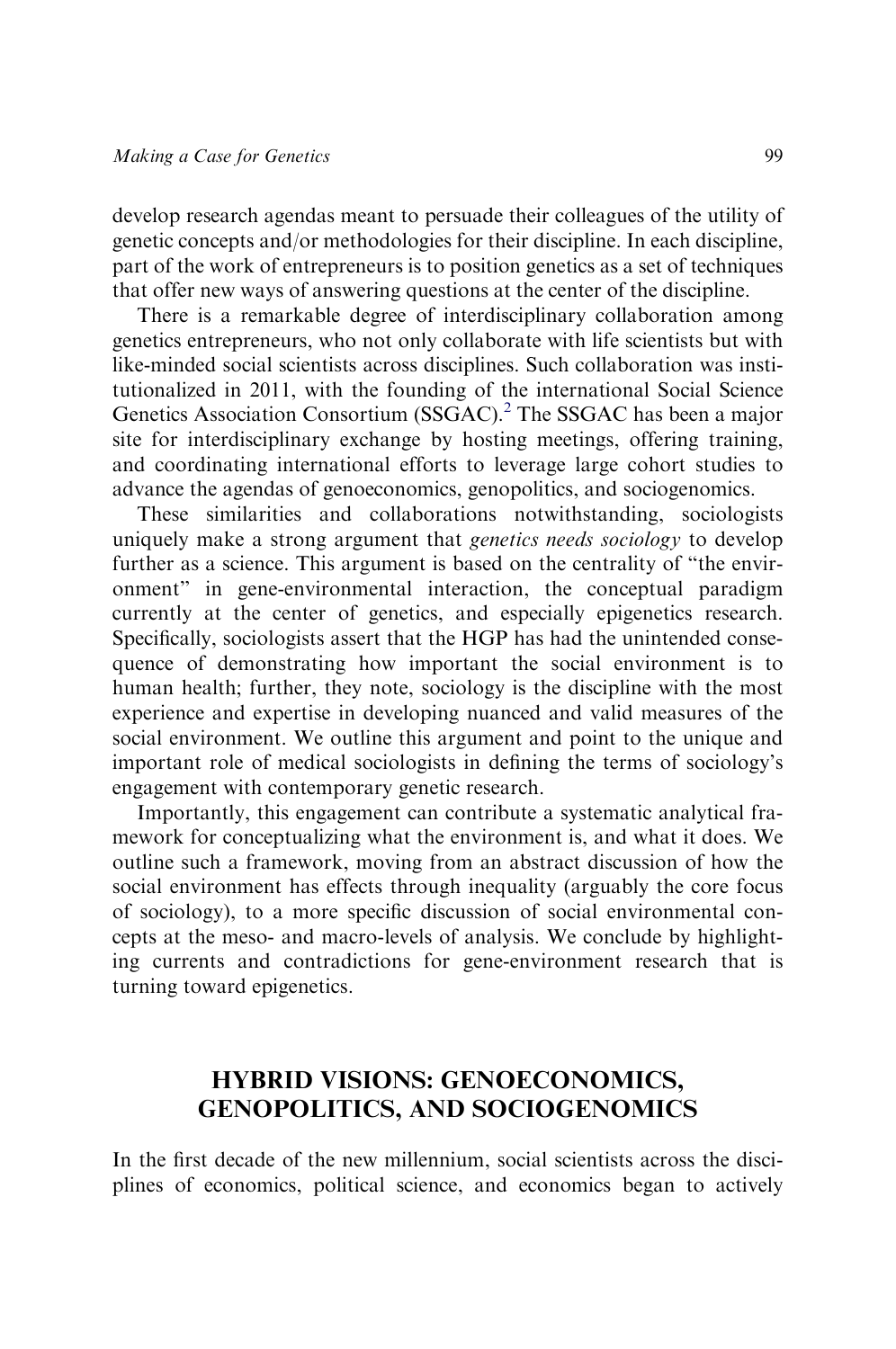develop research agendas meant to persuade their colleagues of the utility of genetic concepts and/or methodologies for their discipline. In each discipline, part of the work of entrepreneurs is to position genetics as a set of techniques that offer new ways of answering questions at the center of the discipline.

There is a remarkable degree of interdisciplinary collaboration among genetics entrepreneurs, who not only collaborate with life scientists but with like-minded social scientists across disciplines. Such collaboration was institutionalized in 2011, with the founding of the international Social Science Genetics Association Consortium (SSGAC).[2] The SSGAC has been a major site for interdisciplinary exchange by hosting meetings, offering training, and coordinating international efforts to leverage large cohort studies to advance the agendas of genoeconomics, genopolitics, and sociogenomics.

These similarities and collaborations notwithstanding, sociologists uniquely make a strong argument that *genetics needs sociology* to develop further as a science. This argument is based on the centrality of "the environment" in gene-environmental interaction, the conceptual paradigm currently at the center of genetics, and especially epigenetics research. Specifically, sociologists assert that the HGP has had the unintended consequence of demonstrating how important the social environment is to human health; further, they note, sociology is the discipline with the most experience and expertise in developing nuanced and valid measures of the social environment. We outline this argument and point to the unique and important role of medical sociologists in defining the terms of sociology's engagement with contemporary genetic research.

Importantly, this engagement can contribute a systematic analytical framework for conceptualizing what the environment is, and what it does. We outline such a framework, moving from an abstract discussion of how the social environment has effects through inequality (arguably the core focus of sociology), to a more specific discussion of social environmental concepts at the meso- and macro-levels of analysis. We conclude by highlighting currents and contradictions for gene-environment research that is turning toward epigenetics.

## HYBRID VISIONS: GENOECONOMICS, GENOPOLITICS, AND SOCIOGENOMICS

In the first decade of the new millennium, social scientists across the disciplines of economics, political science, and economics began to actively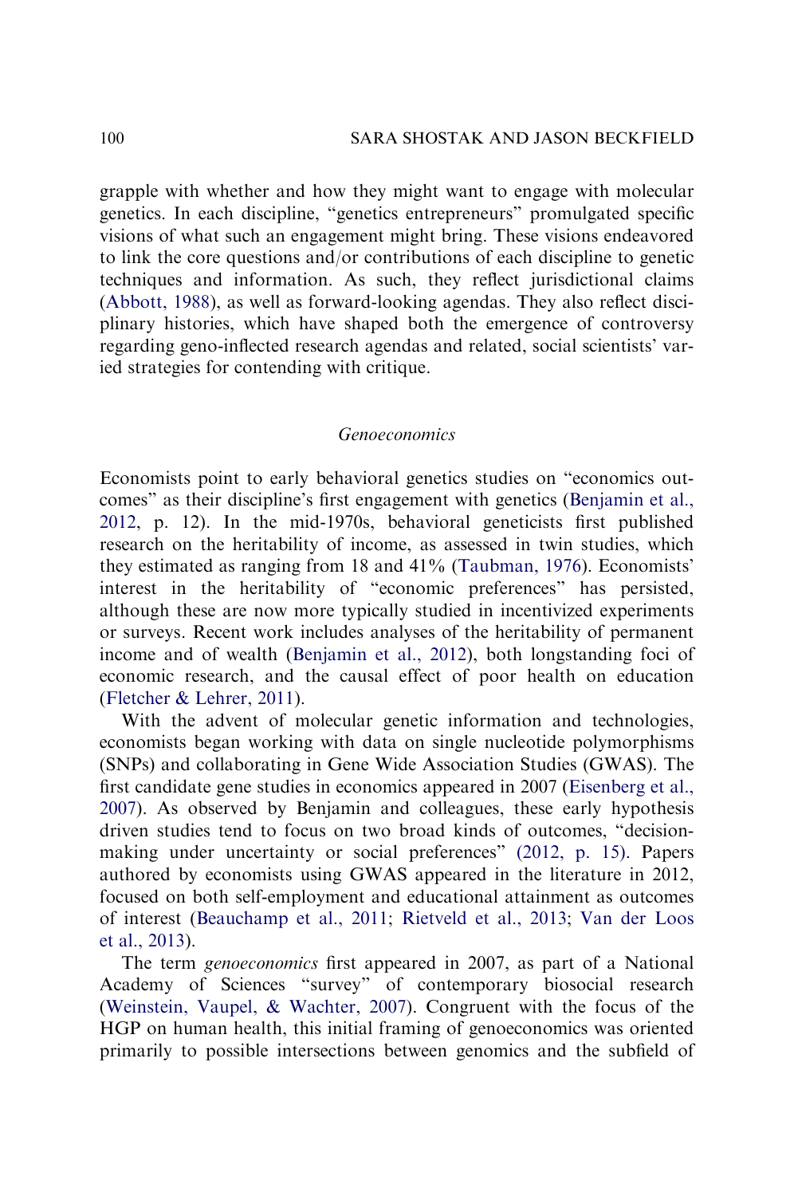grapple with whether and how they might want to engage with molecular genetics. In each discipline, "genetics entrepreneurs" promulgated specific visions of what such an engagement might bring. These visions endeavored to link the core questions and/or contributions of each discipline to genetic techniques and information. As such, they reflect jurisdictional claims (Abbott, 1988), as well as forward-looking agendas. They also reflect disciplinary histories, which have shaped both the emergence of controversy regarding geno-inflected research agendas and related, social scientists' varied strategies for contending with critique.

### *Genoeconomics*

Economists point to early behavioral genetics studies on "economics outcomes" as their discipline's first engagement with genetics (Benjamin et al., 2012, p. 12). In the mid-1970s, behavioral geneticists first published research on the heritability of income, as assessed in twin studies, which they estimated as ranging from 18 and 41% (Taubman, 1976). Economists' interest in the heritability of "economic preferences" has persisted, although these are now more typically studied in incentivized experiments or surveys. Recent work includes analyses of the heritability of permanent income and of wealth (Benjamin et al., 2012), both longstanding foci of economic research, and the causal effect of poor health on education (Fletcher & Lehrer, 2011).

With the advent of molecular genetic information and technologies, economists began working with data on single nucleotide polymorphisms (SNPs) and collaborating in Gene Wide Association Studies (GWAS). The first candidate gene studies in economics appeared in 2007 (Eisenberg et al., 2007). As observed by Benjamin and colleagues, these early hypothesis driven studies tend to focus on two broad kinds of outcomes, "decision-making under uncertainty or social preferences" (2012, p. 15). Papers authored by economists using GWAS appeared in the literature in 2012, focused on both self-employment and educational attainment as outcomes of interest (Beauchamp et al., 2011; Rietveld et al., 2013; Van der Loos et al., 2013).

The term *genoeconomics* first appeared in 2007, as part of a National Academy of Sciences "survey" of contemporary biosocial research (Weinstein, Vaupel, & Wachter, 2007). Congruent with the focus of the HGP on human health, this initial framing of genoeconomics was oriented primarily to possible intersections between genomics and the subfield of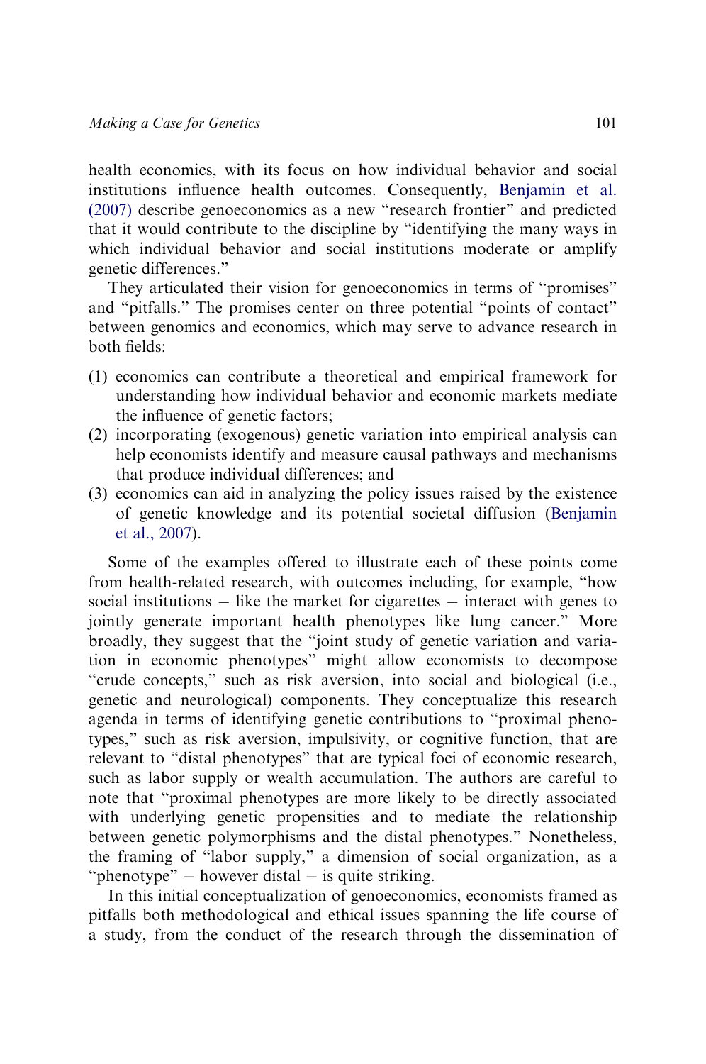health economics, with its focus on how individual behavior and social institutions influence health outcomes. Consequently, Benjamin et al. (2007) describe genoeconomics as a new "research frontier" and predicted that it would contribute to the discipline by "identifying the many ways in which individual behavior and social institutions moderate or amplify genetic differences."

They articulated their vision for genoeconomics in terms of "promises" and "pitfalls." The promises center on three potential "points of contact" between genomics and economics, which may serve to advance research in both fields:

(1) economics can contribute a theoretical and empirical framework for understanding how individual behavior and economic markets mediate the influence of genetic factors;
(2) incorporating (exogenous) genetic variation into empirical analysis can help economists identify and measure causal pathways and mechanisms that produce individual differences; and
(3) economics can aid in analyzing the policy issues raised by the existence of genetic knowledge and its potential societal diffusion (Benjamin et al., 2007).

Some of the examples offered to illustrate each of these points come from health-related research, with outcomes including, for example, "how social institutions – like the market for cigarettes – interact with genes to jointly generate important health phenotypes like lung cancer." More broadly, they suggest that the "joint study of genetic variation and variation in economic phenotypes" might allow economists to decompose "crude concepts," such as risk aversion, into social and biological (i.e., genetic and neurological) components. They conceptualize this research agenda in terms of identifying genetic contributions to "proximal phenotypes," such as risk aversion, impulsivity, or cognitive function, that are relevant to "distal phenotypes" that are typical foci of economic research, such as labor supply or wealth accumulation. The authors are careful to note that "proximal phenotypes are more likely to be directly associated with underlying genetic propensities and to mediate the relationship between genetic polymorphisms and the distal phenotypes." Nonetheless, the framing of "labor supply," a dimension of social organization, as a "phenotype" – however distal – is quite striking.

In this initial conceptualization of genoeconomics, economists framed as pitfalls both methodological and ethical issues spanning the life course of a study, from the conduct of the research through the dissemination of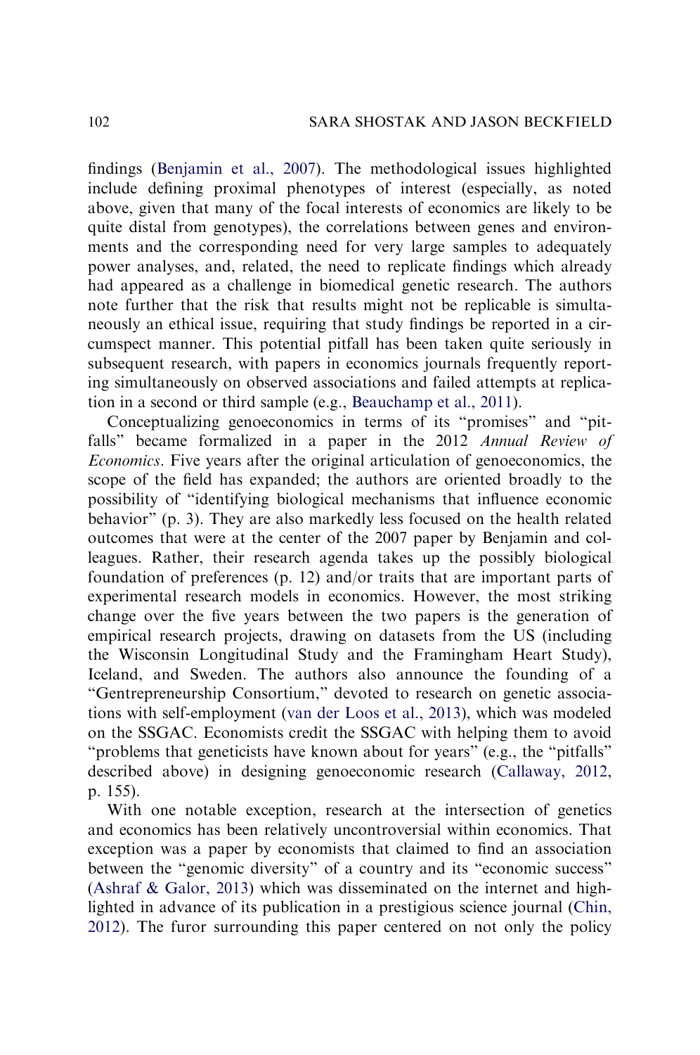findings (Benjamin et al., 2007). The methodological issues highlighted include defining proximal phenotypes of interest (especially, as noted above, given that many of the focal interests of economics are likely to be quite distal from genotypes), the correlations between genes and environments and the corresponding need for very large samples to adequately power analyses, and, related, the need to replicate findings which already had appeared as a challenge in biomedical genetic research. The authors note further that the risk that results might not be replicable is simultaneously an ethical issue, requiring that study findings be reported in a circumspect manner. This potential pitfall has been taken quite seriously in subsequent research, with papers in economics journals frequently reporting simultaneously on observed associations and failed attempts at replication in a second or third sample (e.g., Beauchamp et al., 2011).

Conceptualizing genoeconomics in terms of its "promises" and "pitfalls" became formalized in a paper in the 2012 *Annual Review of Economics*. Five years after the original articulation of genoeconomics, the scope of the field has expanded; the authors are oriented broadly to the possibility of "identifying biological mechanisms that influence economic behavior" (p. 3). They are also markedly less focused on the health related outcomes that were at the center of the 2007 paper by Benjamin and colleagues. Rather, their research agenda takes up the possibly biological foundation of preferences (p. 12) and/or traits that are important parts of experimental research models in economics. However, the most striking change over the five years between the two papers is the generation of empirical research projects, drawing on datasets from the US (including the Wisconsin Longitudinal Study and the Framingham Heart Study), Iceland, and Sweden. The authors also announce the founding of a "Gentrepreneurship Consortium," devoted to research on genetic associations with self-employment (van der Loos et al., 2013), which was modeled on the SSGAC. Economists credit the SSGAC with helping them to avoid "problems that geneticists have known about for years" (e.g., the "pitfalls" described above) in designing genoeconomic research (Callaway, 2012, p. 155).

With one notable exception, research at the intersection of genetics and economics has been relatively uncontroversial within economics. That exception was a paper by economists that claimed to find an association between the "genomic diversity" of a country and its "economic success" (Ashraf & Galor, 2013) which was disseminated on the internet and highlighted in advance of its publication in a prestigious science journal (Chin, 2012). The furor surrounding this paper centered on not only the policy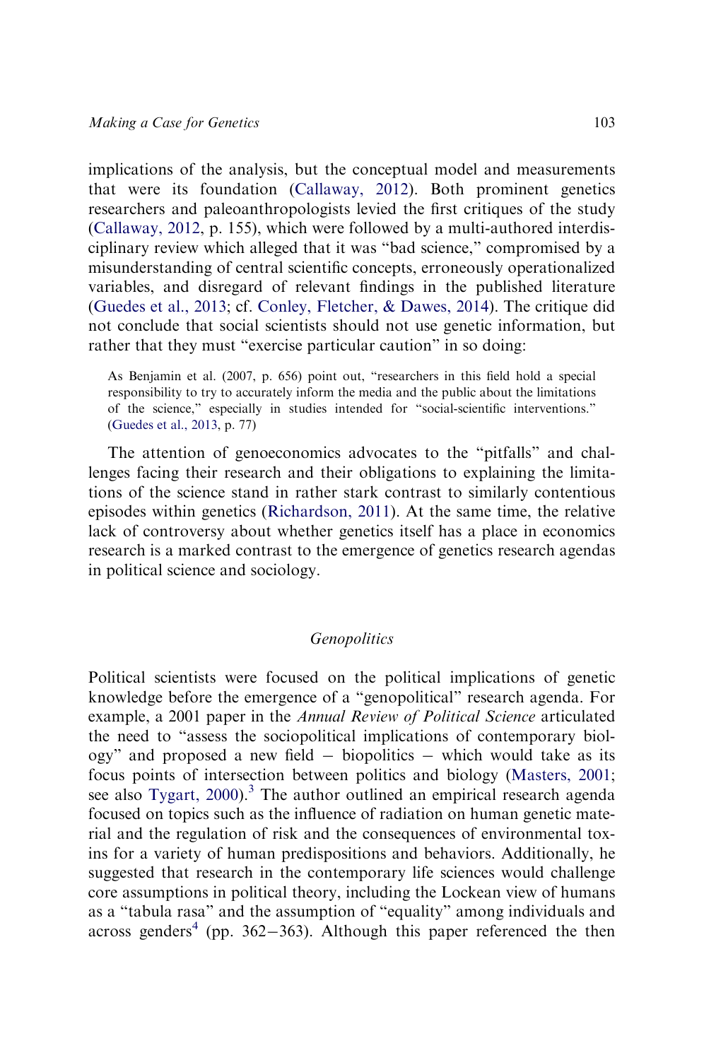implications of the analysis, but the conceptual model and measurements that were its foundation (Callaway, 2012). Both prominent genetics researchers and paleoanthropologists levied the first critiques of the study (Callaway, 2012, p. 155), which were followed by a multi-authored interdisciplinary review which alleged that it was "bad science," compromised by a misunderstanding of central scientific concepts, erroneously operationalized variables, and disregard of relevant findings in the published literature (Guedes et al., 2013; cf. Conley, Fletcher, & Dawes, 2014). The critique did not conclude that social scientists should not use genetic information, but rather that they must "exercise particular caution" in so doing:

> As Benjamin et al. (2007, p. 656) point out, "researchers in this field hold a special responsibility to try to accurately inform the media and the public about the limitations of the science," especially in studies intended for "social-scientific interventions." (Guedes et al., 2013, p. 77)

The attention of genoeconomics advocates to the "pitfalls" and challenges facing their research and their obligations to explaining the limitations of the science stand in rather stark contrast to similarly contentious episodes within genetics (Richardson, 2011). At the same time, the relative lack of controversy about whether genetics itself has a place in economics research is a marked contrast to the emergence of genetics research agendas in political science and sociology.

### *Genopolitics*

Political scientists were focused on the political implications of genetic knowledge before the emergence of a "genopolitical" research agenda. For example, a 2001 paper in the *Annual Review of Political Science* articulated the need to "assess the sociopolitical implications of contemporary biology" and proposed a new field – biopolitics – which would take as its focus points of intersection between politics and biology (Masters, 2001; see also Tygart, 2000).[3] The author outlined an empirical research agenda focused on topics such as the influence of radiation on human genetic material and the regulation of risk and the consequences of environmental toxins for a variety of human predispositions and behaviors. Additionally, he suggested that research in the contemporary life sciences would challenge core assumptions in political theory, including the Lockean view of humans as a "tabula rasa" and the assumption of "equality" among individuals and across genders[4] (pp. 362–363). Although this paper referenced the then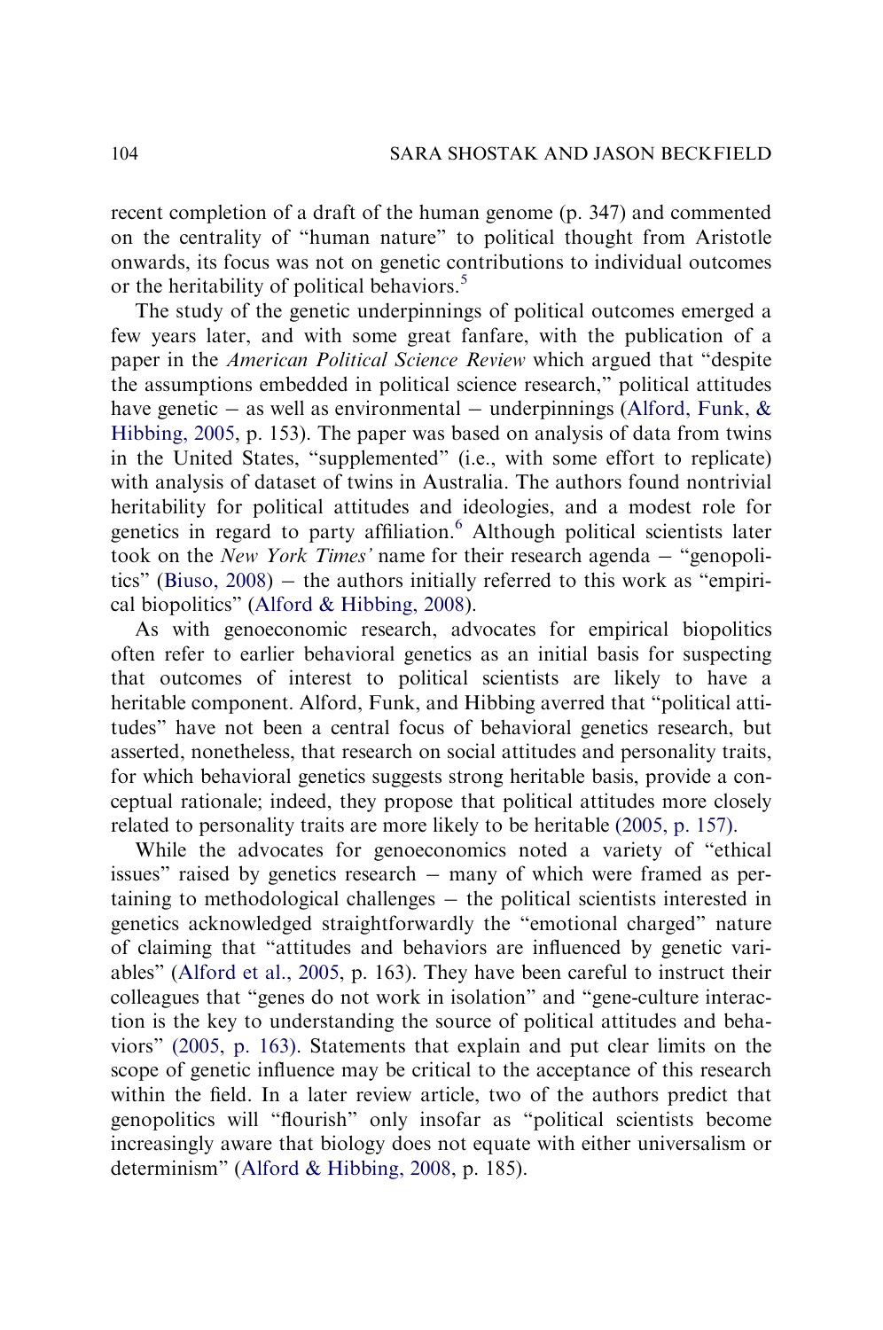recent completion of a draft of the human genome (p. 347) and commented on the centrality of "human nature" to political thought from Aristotle onwards, its focus was not on genetic contributions to individual outcomes or the heritability of political behaviors.[5]

The study of the genetic underpinnings of political outcomes emerged a few years later, and with some great fanfare, with the publication of a paper in the *American Political Science Review* which argued that "despite the assumptions embedded in political science research," political attitudes have genetic – as well as environmental – underpinnings (Alford, Funk, & Hibbing, 2005, p. 153). The paper was based on analysis of data from twins in the United States, "supplemented" (i.e., with some effort to replicate) with analysis of dataset of twins in Australia. The authors found nontrivial heritability for political attitudes and ideologies, and a modest role for genetics in regard to party affiliation.[6] Although political scientists later took on the *New York Times'* name for their research agenda – "genopolitics" (Biuso, 2008) – the authors initially referred to this work as "empirical biopolitics" (Alford & Hibbing, 2008).

As with genoeconomic research, advocates for empirical biopolitics often refer to earlier behavioral genetics as an initial basis for suspecting that outcomes of interest to political scientists are likely to have a heritable component. Alford, Funk, and Hibbing averred that "political attitudes" have not been a central focus of behavioral genetics research, but asserted, nonetheless, that research on social attitudes and personality traits, for which behavioral genetics suggests strong heritable basis, provide a conceptual rationale; indeed, they propose that political attitudes more closely related to personality traits are more likely to be heritable (2005, p. 157).

While the advocates for genoeconomics noted a variety of "ethical issues" raised by genetics research – many of which were framed as pertaining to methodological challenges – the political scientists interested in genetics acknowledged straightforwardly the "emotional charged" nature of claiming that "attitudes and behaviors are influenced by genetic variables" (Alford et al., 2005, p. 163). They have been careful to instruct their colleagues that "genes do not work in isolation" and "gene-culture interaction is the key to understanding the source of political attitudes and behaviors" (2005, p. 163). Statements that explain and put clear limits on the scope of genetic influence may be critical to the acceptance of this research within the field. In a later review article, two of the authors predict that genopolitics will "flourish" only insofar as "political scientists become increasingly aware that biology does not equate with either universalism or determinism" (Alford & Hibbing, 2008, p. 185).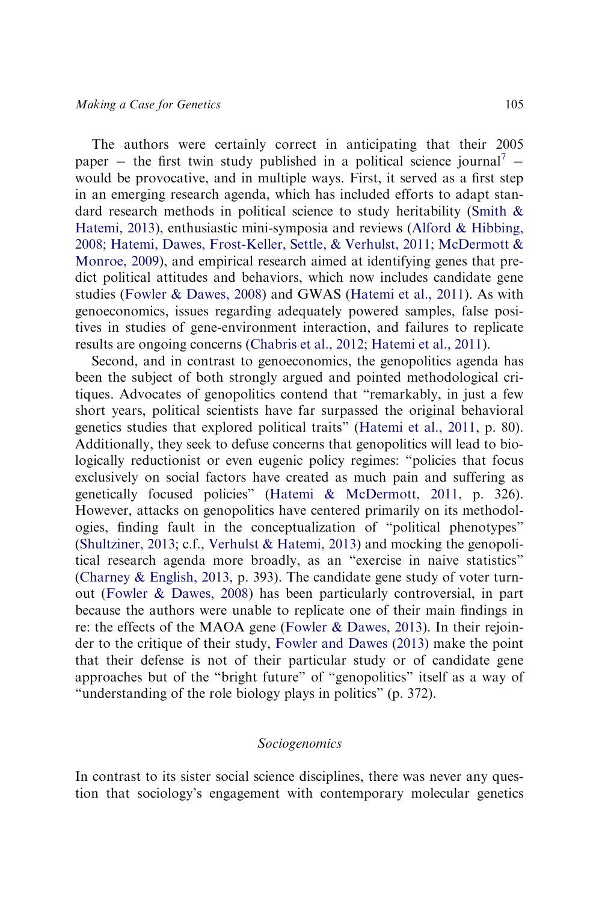The authors were certainly correct in anticipating that their 2005 paper – the first twin study published in a political science journal[7] – would be provocative, and in multiple ways. First, it served as a first step in an emerging research agenda, which has included efforts to adapt standard research methods in political science to study heritability (Smith & Hatemi, 2013), enthusiastic mini-symposia and reviews (Alford & Hibbing, 2008; Hatemi, Dawes, Frost-Keller, Settle, & Verhulst, 2011; McDermott & Monroe, 2009), and empirical research aimed at identifying genes that predict political attitudes and behaviors, which now includes candidate gene studies (Fowler & Dawes, 2008) and GWAS (Hatemi et al., 2011). As with genoeconomics, issues regarding adequately powered samples, false positives in studies of gene-environment interaction, and failures to replicate results are ongoing concerns (Chabris et al., 2012; Hatemi et al., 2011).

Second, and in contrast to genoeconomics, the genopolitics agenda has been the subject of both strongly argued and pointed methodological critiques. Advocates of genopolitics contend that "remarkably, in just a few short years, political scientists have far surpassed the original behavioral genetics studies that explored political traits" (Hatemi et al., 2011, p. 80). Additionally, they seek to defuse concerns that genopolitics will lead to biologically reductionist or even eugenic policy regimes: "policies that focus exclusively on social factors have created as much pain and suffering as genetically focused policies" (Hatemi & McDermott, 2011, p. 326). However, attacks on genopolitics have centered primarily on its methodologies, finding fault in the conceptualization of "political phenotypes" (Shultziner, 2013; c.f., Verhulst & Hatemi, 2013) and mocking the genopolitical research agenda more broadly, as an "exercise in naive statistics" (Charney & English, 2013, p. 393). The candidate gene study of voter turnout (Fowler & Dawes, 2008) has been particularly controversial, in part because the authors were unable to replicate one of their main findings in re: the effects of the MAOA gene (Fowler & Dawes, 2013). In their rejoinder to the critique of their study, Fowler and Dawes (2013) make the point that their defense is not of their particular study or of candidate gene approaches but of the "bright future" of "genopolitics" itself as a way of "understanding of the role biology plays in politics" (p. 372).

### *Sociogenomics*

In contrast to its sister social science disciplines, there was never any question that sociology's engagement with contemporary molecular genetics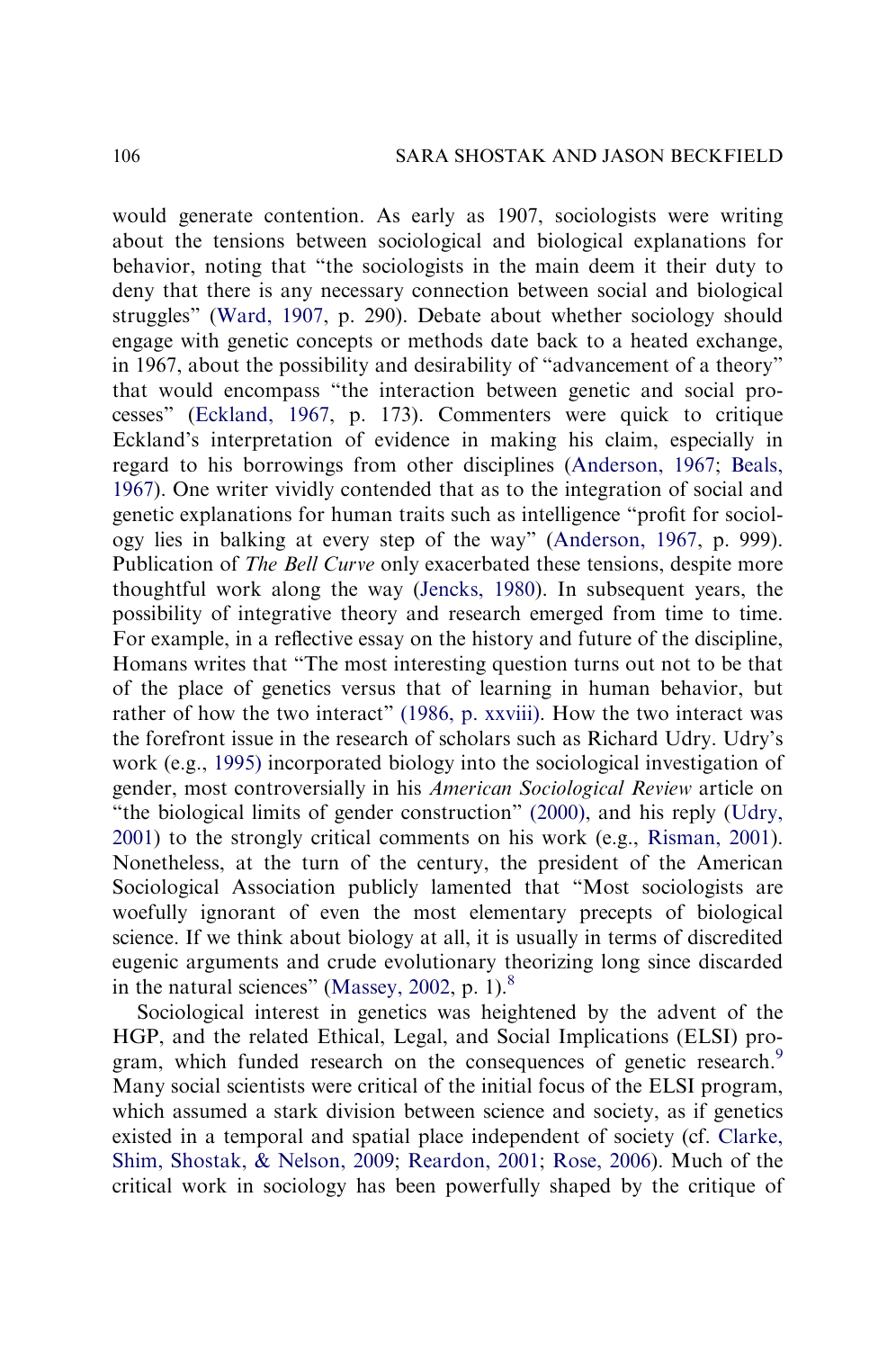would generate contention. As early as 1907, sociologists were writing about the tensions between sociological and biological explanations for behavior, noting that "the sociologists in the main deem it their duty to deny that there is any necessary connection between social and biological struggles" (Ward, 1907, p. 290). Debate about whether sociology should engage with genetic concepts or methods date back to a heated exchange, in 1967, about the possibility and desirability of "advancement of a theory" that would encompass "the interaction between genetic and social processes" (Eckland, 1967, p. 173). Commenters were quick to critique Eckland's interpretation of evidence in making his claim, especially in regard to his borrowings from other disciplines (Anderson, 1967; Beals, 1967). One writer vividly contended that as to the integration of social and genetic explanations for human traits such as intelligence "profit for sociology lies in balking at every step of the way" (Anderson, 1967, p. 999). Publication of *The Bell Curve* only exacerbated these tensions, despite more thoughtful work along the way (Jencks, 1980). In subsequent years, the possibility of integrative theory and research emerged from time to time. For example, in a reflective essay on the history and future of the discipline, Homans writes that "The most interesting question turns out not to be that of the place of genetics versus that of learning in human behavior, but rather of how the two interact" (1986, p. xxviii). How the two interact was the forefront issue in the research of scholars such as Richard Udry. Udry's work (e.g., 1995) incorporated biology into the sociological investigation of gender, most controversially in his *American Sociological Review* article on "the biological limits of gender construction" (2000), and his reply (Udry, 2001) to the strongly critical comments on his work (e.g., Risman, 2001). Nonetheless, at the turn of the century, the president of the American Sociological Association publicly lamented that "Most sociologists are woefully ignorant of even the most elementary precepts of biological science. If we think about biology at all, it is usually in terms of discredited eugenic arguments and crude evolutionary theorizing long since discarded in the natural sciences" (Massey, 2002, p. 1).[8]

Sociological interest in genetics was heightened by the advent of the HGP, and the related Ethical, Legal, and Social Implications (ELSI) program, which funded research on the consequences of genetic research.[9] Many social scientists were critical of the initial focus of the ELSI program, which assumed a stark division between science and society, as if genetics existed in a temporal and spatial place independent of society (cf. Clarke, Shim, Shostak, & Nelson, 2009; Reardon, 2001; Rose, 2006). Much of the critical work in sociology has been powerfully shaped by the critique of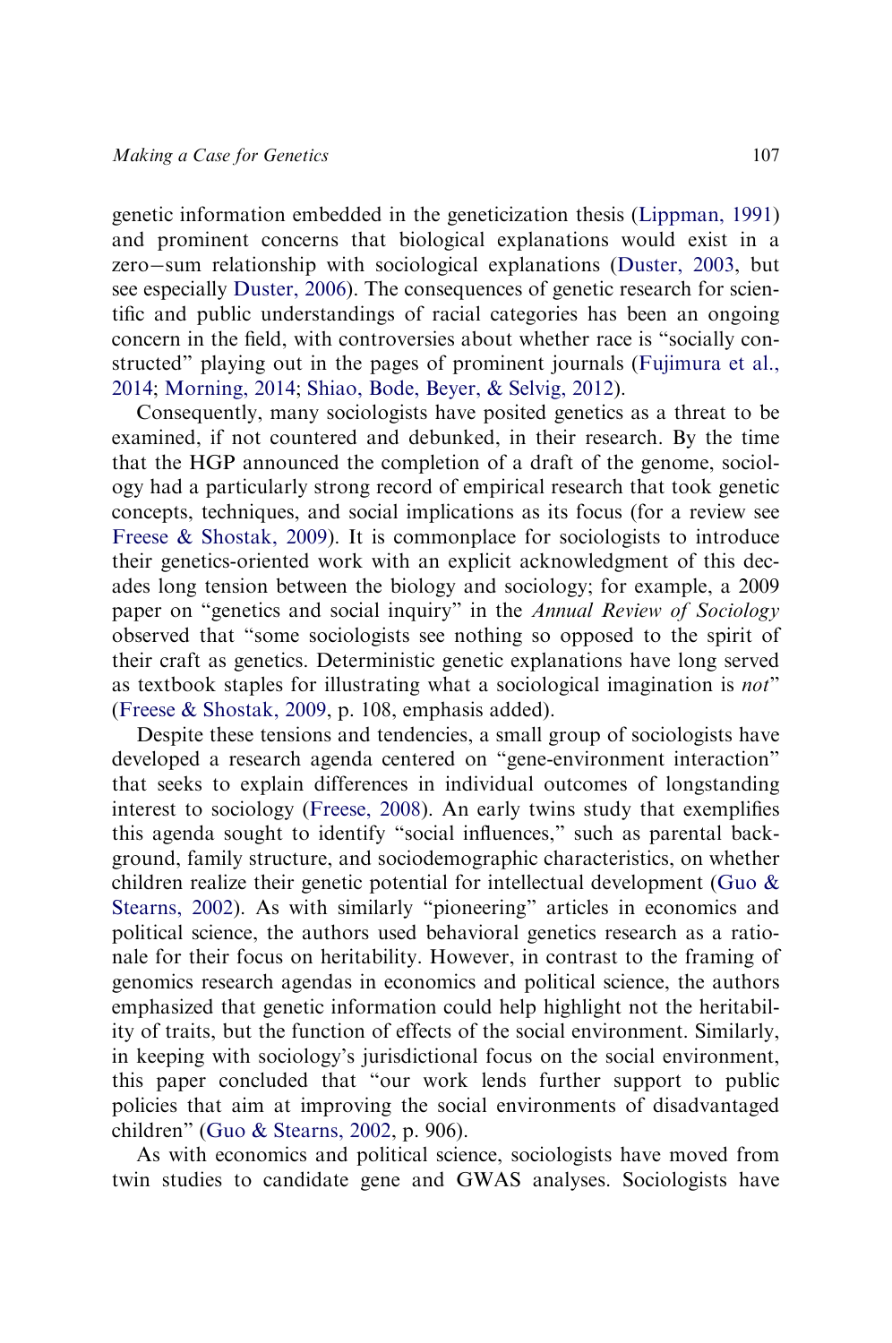genetic information embedded in the geneticization thesis (Lippman, 1991) and prominent concerns that biological explanations would exist in a zero−sum relationship with sociological explanations (Duster, 2003, but see especially Duster, 2006). The consequences of genetic research for scientific and public understandings of racial categories has been an ongoing concern in the field, with controversies about whether race is "socially constructed" playing out in the pages of prominent journals (Fujimura et al., 2014; Morning, 2014; Shiao, Bode, Beyer, & Selvig, 2012).

Consequently, many sociologists have posited genetics as a threat to be examined, if not countered and debunked, in their research. By the time that the HGP announced the completion of a draft of the genome, sociology had a particularly strong record of empirical research that took genetic concepts, techniques, and social implications as its focus (for a review see Freese & Shostak, 2009). It is commonplace for sociologists to introduce their genetics-oriented work with an explicit acknowledgment of this decades long tension between the biology and sociology; for example, a 2009 paper on "genetics and social inquiry" in the *Annual Review of Sociology* observed that "some sociologists see nothing so opposed to the spirit of their craft as genetics. Deterministic genetic explanations have long served as textbook staples for illustrating what a sociological imagination is *not*" (Freese & Shostak, 2009, p. 108, emphasis added).

Despite these tensions and tendencies, a small group of sociologists have developed a research agenda centered on "gene-environment interaction" that seeks to explain differences in individual outcomes of longstanding interest to sociology (Freese, 2008). An early twins study that exemplifies this agenda sought to identify "social influences," such as parental background, family structure, and sociodemographic characteristics, on whether children realize their genetic potential for intellectual development (Guo & Stearns, 2002). As with similarly "pioneering" articles in economics and political science, the authors used behavioral genetics research as a rationale for their focus on heritability. However, in contrast to the framing of genomics research agendas in economics and political science, the authors emphasized that genetic information could help highlight not the heritability of traits, but the function of effects of the social environment. Similarly, in keeping with sociology's jurisdictional focus on the social environment, this paper concluded that "our work lends further support to public policies that aim at improving the social environments of disadvantaged children" (Guo & Stearns, 2002, p. 906).

As with economics and political science, sociologists have moved from twin studies to candidate gene and GWAS analyses. Sociologists have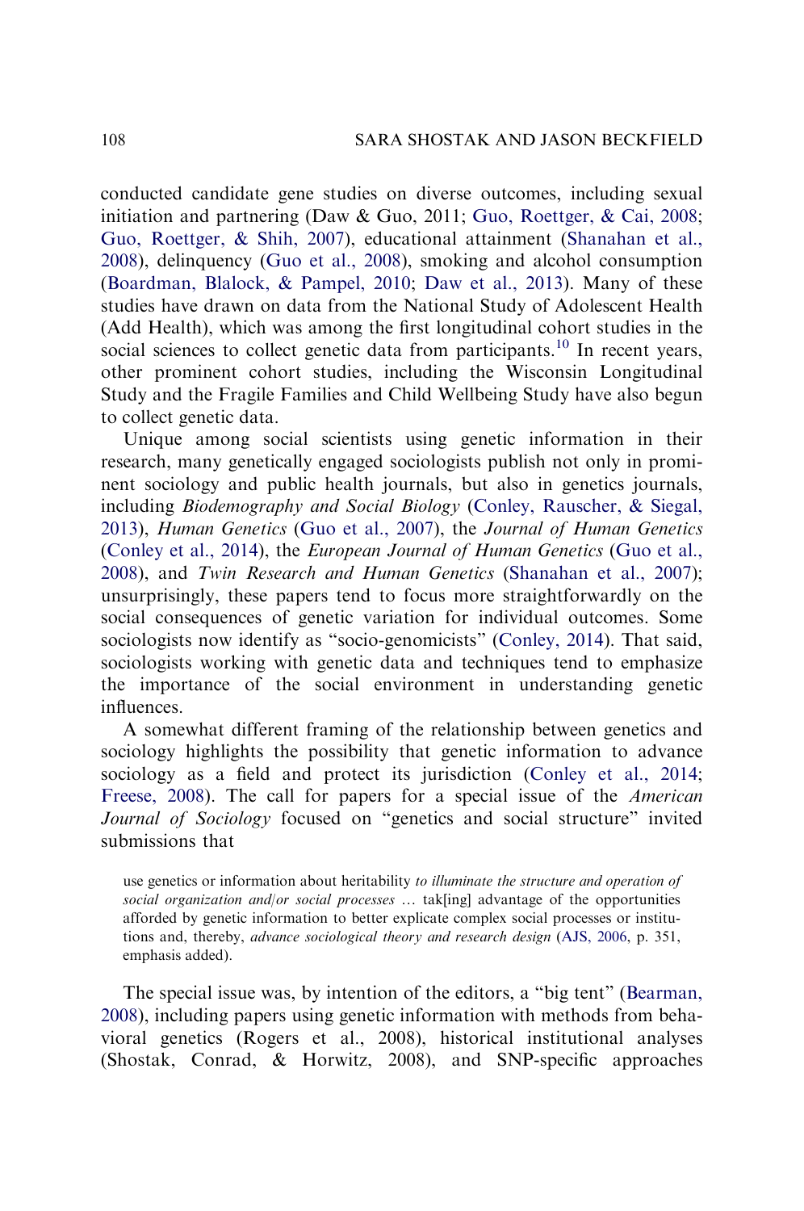conducted candidate gene studies on diverse outcomes, including sexual initiation and partnering (Daw & Guo, 2011; Guo, Roettger, & Cai, 2008; Guo, Roettger, & Shih, 2007), educational attainment (Shanahan et al., 2008), delinquency (Guo et al., 2008), smoking and alcohol consumption (Boardman, Blalock, & Pampel, 2010; Daw et al., 2013). Many of these studies have drawn on data from the National Study of Adolescent Health (Add Health), which was among the first longitudinal cohort studies in the social sciences to collect genetic data from participants.[10] In recent years, other prominent cohort studies, including the Wisconsin Longitudinal Study and the Fragile Families and Child Wellbeing Study have also begun to collect genetic data.

Unique among social scientists using genetic information in their research, many genetically engaged sociologists publish not only in prominent sociology and public health journals, but also in genetics journals, including *Biodemography and Social Biology* (Conley, Rauscher, & Siegal, 2013), *Human Genetics* (Guo et al., 2007), the *Journal of Human Genetics* (Conley et al., 2014), the *European Journal of Human Genetics* (Guo et al., 2008), and *Twin Research and Human Genetics* (Shanahan et al., 2007); unsurprisingly, these papers tend to focus more straightforwardly on the social consequences of genetic variation for individual outcomes. Some sociologists now identify as "socio-genomicists" (Conley, 2014). That said, sociologists working with genetic data and techniques tend to emphasize the importance of the social environment in understanding genetic influences.

A somewhat different framing of the relationship between genetics and sociology highlights the possibility that genetic information to advance sociology as a field and protect its jurisdiction (Conley et al., 2014; Freese, 2008). The call for papers for a special issue of the *American Journal of Sociology* focused on "genetics and social structure" invited submissions that

> use genetics or information about heritability *to illuminate the structure and operation of social organization and/or social processes* … tak[ing] advantage of the opportunities afforded by genetic information to better explicate complex social processes or institutions and, thereby, *advance sociological theory and research design* (AJS, 2006, p. 351, emphasis added).

The special issue was, by intention of the editors, a "big tent" (Bearman, 2008), including papers using genetic information with methods from behavioral genetics (Rogers et al., 2008), historical institutional analyses (Shostak, Conrad, & Horwitz, 2008), and SNP-specific approaches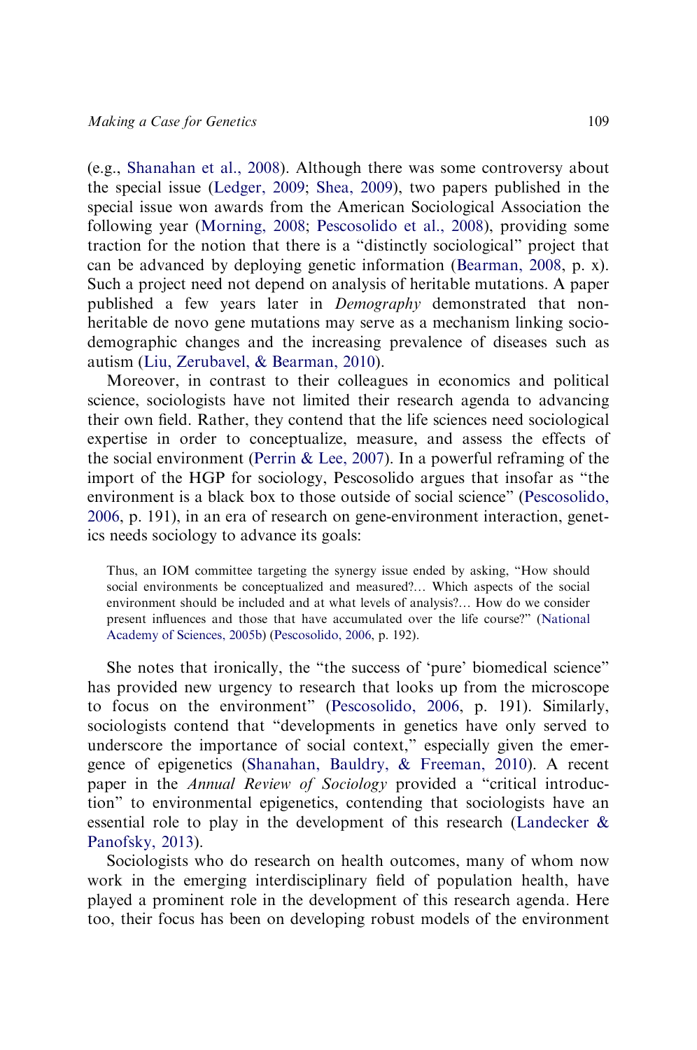(e.g., Shanahan et al., 2008). Although there was some controversy about the special issue (Ledger, 2009; Shea, 2009), two papers published in the special issue won awards from the American Sociological Association the following year (Morning, 2008; Pescosolido et al., 2008), providing some traction for the notion that there is a "distinctly sociological" project that can be advanced by deploying genetic information (Bearman, 2008, p. x). Such a project need not depend on analysis of heritable mutations. A paper published a few years later in *Demography* demonstrated that non-heritable de novo gene mutations may serve as a mechanism linking socio-demographic changes and the increasing prevalence of diseases such as autism (Liu, Zerubavel, & Bearman, 2010).

Moreover, in contrast to their colleagues in economics and political science, sociologists have not limited their research agenda to advancing their own field. Rather, they contend that the life sciences need sociological expertise in order to conceptualize, measure, and assess the effects of the social environment (Perrin & Lee, 2007). In a powerful reframing of the import of the HGP for sociology, Pescosolido argues that insofar as "the environment is a black box to those outside of social science" (Pescosolido, 2006, p. 191), in an era of research on gene-environment interaction, genetics needs sociology to advance its goals:

> Thus, an IOM committee targeting the synergy issue ended by asking, "How should social environments be conceptualized and measured?… Which aspects of the social environment should be included and at what levels of analysis?… How do we consider present influences and those that have accumulated over the life course?" (National Academy of Sciences, 2005b) (Pescosolido, 2006, p. 192).

She notes that ironically, the "the success of 'pure' biomedical science" has provided new urgency to research that looks up from the microscope to focus on the environment" (Pescosolido, 2006, p. 191). Similarly, sociologists contend that "developments in genetics have only served to underscore the importance of social context," especially given the emergence of epigenetics (Shanahan, Bauldry, & Freeman, 2010). A recent paper in the *Annual Review of Sociology* provided a "critical introduction" to environmental epigenetics, contending that sociologists have an essential role to play in the development of this research (Landecker & Panofsky, 2013).

Sociologists who do research on health outcomes, many of whom now work in the emerging interdisciplinary field of population health, have played a prominent role in the development of this research agenda. Here too, their focus has been on developing robust models of the environment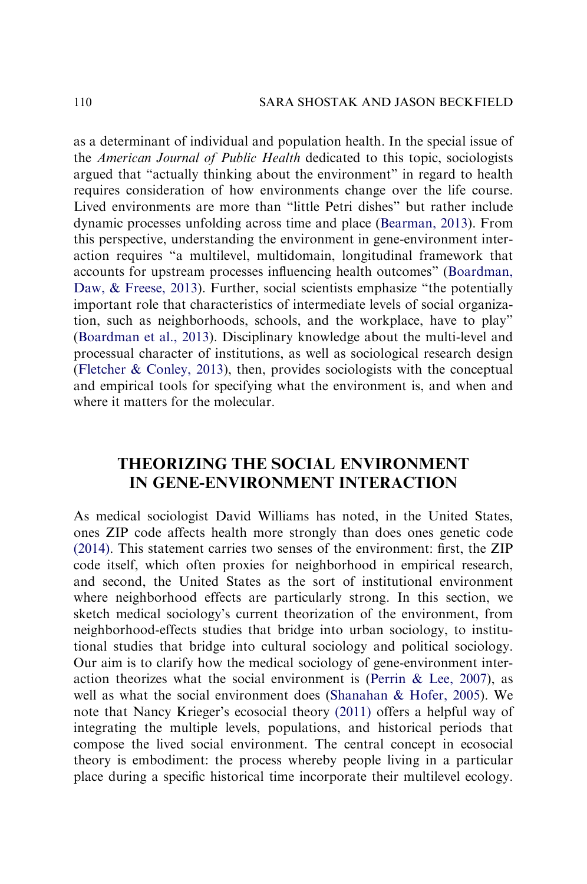as a determinant of individual and population health. In the special issue of the *American Journal of Public Health* dedicated to this topic, sociologists argued that "actually thinking about the environment" in regard to health requires consideration of how environments change over the life course. Lived environments are more than "little Petri dishes" but rather include dynamic processes unfolding across time and place (Bearman, 2013). From this perspective, understanding the environment in gene-environment interaction requires "a multilevel, multidomain, longitudinal framework that accounts for upstream processes influencing health outcomes" (Boardman, Daw, & Freese, 2013). Further, social scientists emphasize "the potentially important role that characteristics of intermediate levels of social organization, such as neighborhoods, schools, and the workplace, have to play" (Boardman et al., 2013). Disciplinary knowledge about the multi-level and processual character of institutions, as well as sociological research design (Fletcher & Conley, 2013), then, provides sociologists with the conceptual and empirical tools for specifying what the environment is, and when and where it matters for the molecular.

## THEORIZING THE SOCIAL ENVIRONMENT IN GENE-ENVIRONMENT INTERACTION

As medical sociologist David Williams has noted, in the United States, ones ZIP code affects health more strongly than does ones genetic code (2014). This statement carries two senses of the environment: first, the ZIP code itself, which often proxies for neighborhood in empirical research, and second, the United States as the sort of institutional environment where neighborhood effects are particularly strong. In this section, we sketch medical sociology's current theorization of the environment, from neighborhood-effects studies that bridge into urban sociology, to institutional studies that bridge into cultural sociology and political sociology. Our aim is to clarify how the medical sociology of gene-environment interaction theorizes what the social environment is (Perrin & Lee, 2007), as well as what the social environment does (Shanahan & Hofer, 2005). We note that Nancy Krieger's ecosocial theory (2011) offers a helpful way of integrating the multiple levels, populations, and historical periods that compose the lived social environment. The central concept in ecosocial theory is embodiment: the process whereby people living in a particular place during a specific historical time incorporate their multilevel ecology.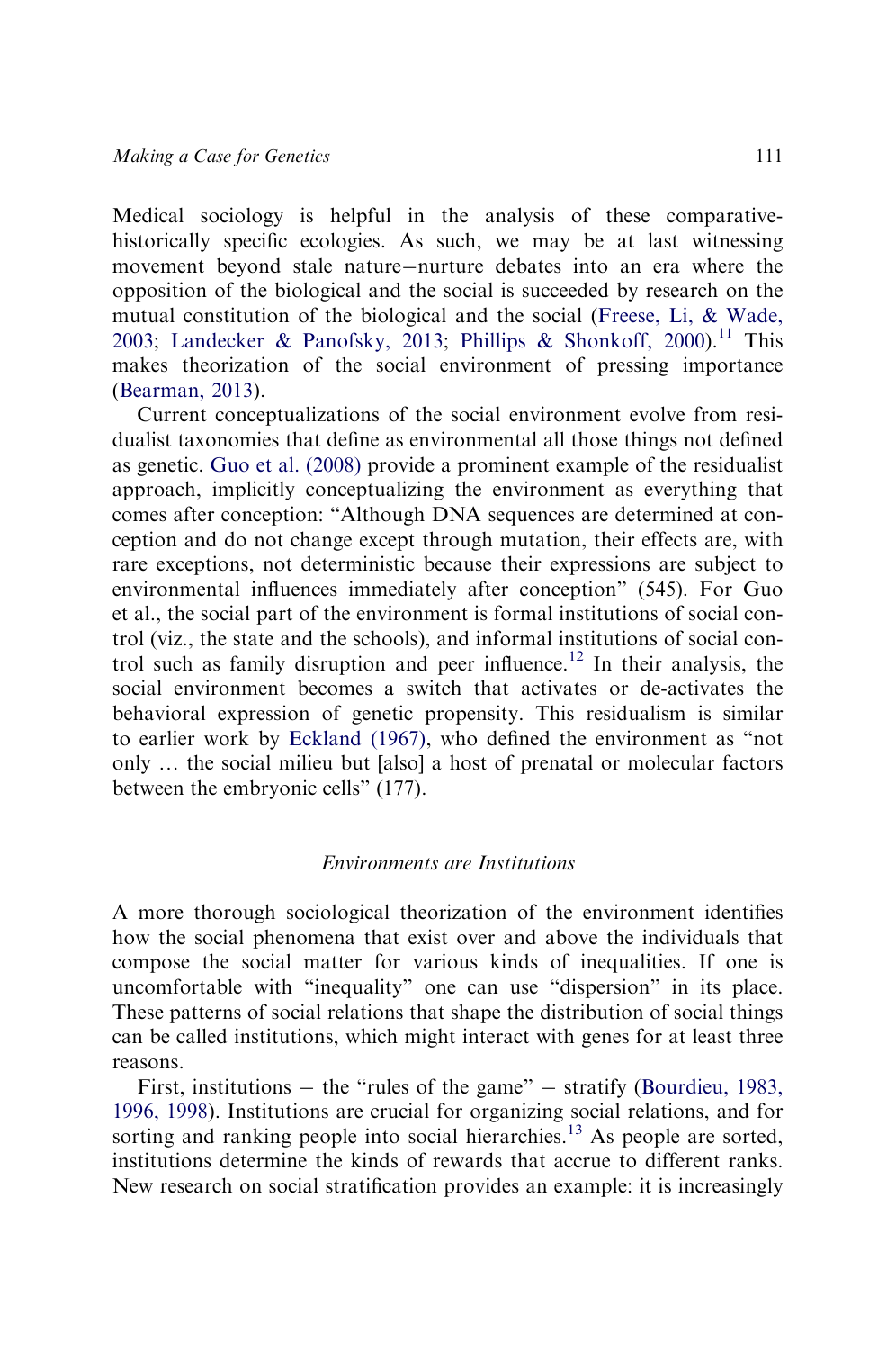Medical sociology is helpful in the analysis of these comparative-historically specific ecologies. As such, we may be at last witnessing movement beyond stale nature–nurture debates into an era where the opposition of the biological and the social is succeeded by research on the mutual constitution of the biological and the social (Freese, Li, & Wade, 2003; Landecker & Panofsky, 2013; Phillips & Shonkoff, 2000).[11] This makes theorization of the social environment of pressing importance (Bearman, 2013).

Current conceptualizations of the social environment evolve from residualist taxonomies that define as environmental all those things not defined as genetic. Guo et al. (2008) provide a prominent example of the residualist approach, implicitly conceptualizing the environment as everything that comes after conception: "Although DNA sequences are determined at conception and do not change except through mutation, their effects are, with rare exceptions, not deterministic because their expressions are subject to environmental influences immediately after conception" (545). For Guo et al., the social part of the environment is formal institutions of social control (viz., the state and the schools), and informal institutions of social control such as family disruption and peer influence.[12] In their analysis, the social environment becomes a switch that activates or de-activates the behavioral expression of genetic propensity. This residualism is similar to earlier work by Eckland (1967), who defined the environment as "not only … the social milieu but [also] a host of prenatal or molecular factors between the embryonic cells" (177).

### *Environments are Institutions*

A more thorough sociological theorization of the environment identifies how the social phenomena that exist over and above the individuals that compose the social matter for various kinds of inequalities. If one is uncomfortable with "inequality" one can use "dispersion" in its place. These patterns of social relations that shape the distribution of social things can be called institutions, which might interact with genes for at least three reasons.

First, institutions – the "rules of the game" – stratify (Bourdieu, 1983, 1996, 1998). Institutions are crucial for organizing social relations, and for sorting and ranking people into social hierarchies.[13] As people are sorted, institutions determine the kinds of rewards that accrue to different ranks. New research on social stratification provides an example: it is increasingly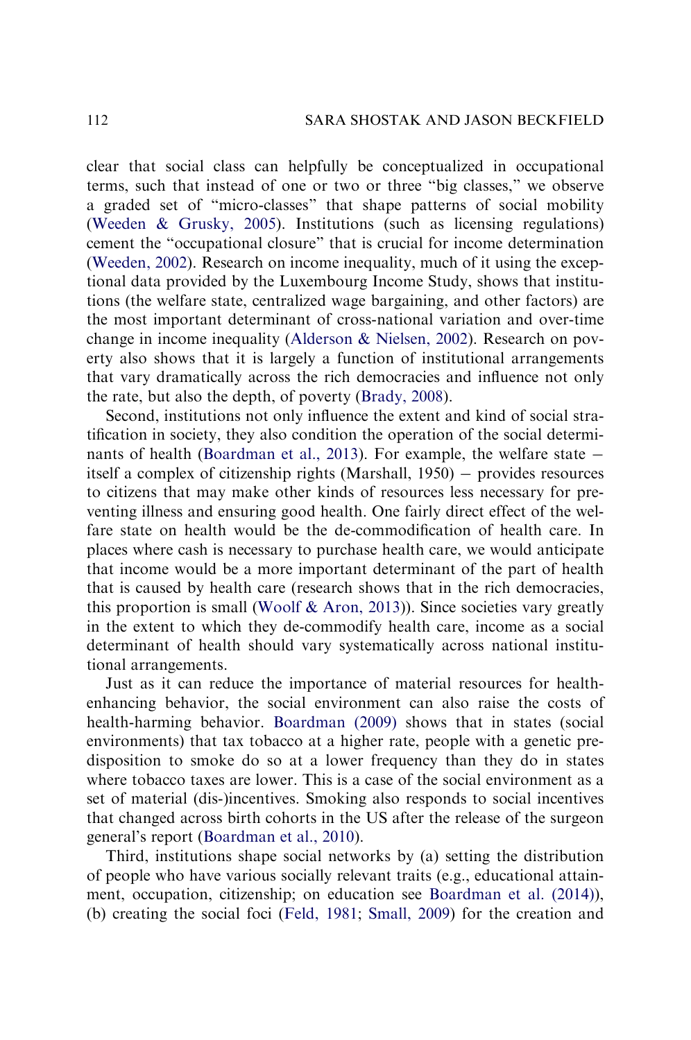clear that social class can helpfully be conceptualized in occupational terms, such that instead of one or two or three "big classes," we observe a graded set of "micro-classes" that shape patterns of social mobility (Weeden & Grusky, 2005). Institutions (such as licensing regulations) cement the "occupational closure" that is crucial for income determination (Weeden, 2002). Research on income inequality, much of it using the exceptional data provided by the Luxembourg Income Study, shows that institutions (the welfare state, centralized wage bargaining, and other factors) are the most important determinant of cross-national variation and over-time change in income inequality (Alderson & Nielsen, 2002). Research on poverty also shows that it is largely a function of institutional arrangements that vary dramatically across the rich democracies and influence not only the rate, but also the depth, of poverty (Brady, 2008).

Second, institutions not only influence the extent and kind of social stratification in society, they also condition the operation of the social determinants of health (Boardman et al., 2013). For example, the welfare state − itself a complex of citizenship rights (Marshall, 1950) − provides resources to citizens that may make other kinds of resources less necessary for preventing illness and ensuring good health. One fairly direct effect of the welfare state on health would be the de-commodification of health care. In places where cash is necessary to purchase health care, we would anticipate that income would be a more important determinant of the part of health that is caused by health care (research shows that in the rich democracies, this proportion is small (Woolf & Aron, 2013)). Since societies vary greatly in the extent to which they de-commodify health care, income as a social determinant of health should vary systematically across national institutional arrangements.

Just as it can reduce the importance of material resources for health-enhancing behavior, the social environment can also raise the costs of health-harming behavior. Boardman (2009) shows that in states (social environments) that tax tobacco at a higher rate, people with a genetic predisposition to smoke do so at a lower frequency than they do in states where tobacco taxes are lower. This is a case of the social environment as a set of material (dis-)incentives. Smoking also responds to social incentives that changed across birth cohorts in the US after the release of the surgeon general's report (Boardman et al., 2010).

Third, institutions shape social networks by (a) setting the distribution of people who have various socially relevant traits (e.g., educational attainment, occupation, citizenship; on education see Boardman et al. (2014)), (b) creating the social foci (Feld, 1981; Small, 2009) for the creation and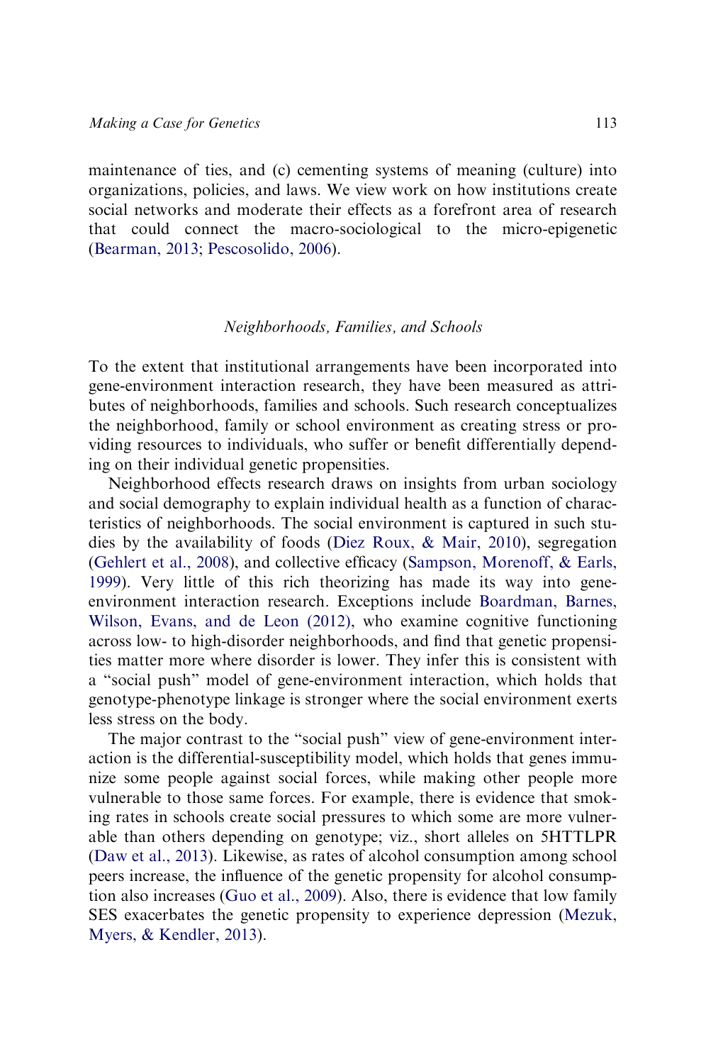maintenance of ties, and (c) cementing systems of meaning (culture) into organizations, policies, and laws. We view work on how institutions create social networks and moderate their effects as a forefront area of research that could connect the macro-sociological to the micro-epigenetic (Bearman, 2013; Pescosolido, 2006).

### *Neighborhoods, Families, and Schools*

To the extent that institutional arrangements have been incorporated into gene-environment interaction research, they have been measured as attributes of neighborhoods, families and schools. Such research conceptualizes the neighborhood, family or school environment as creating stress or providing resources to individuals, who suffer or benefit differentially depending on their individual genetic propensities.

Neighborhood effects research draws on insights from urban sociology and social demography to explain individual health as a function of characteristics of neighborhoods. The social environment is captured in such studies by the availability of foods (Diez Roux, & Mair, 2010), segregation (Gehlert et al., 2008), and collective efficacy (Sampson, Morenoff, & Earls, 1999). Very little of this rich theorizing has made its way into gene-environment interaction research. Exceptions include Boardman, Barnes, Wilson, Evans, and de Leon (2012), who examine cognitive functioning across low- to high-disorder neighborhoods, and find that genetic propensities matter more where disorder is lower. They infer this is consistent with a "social push" model of gene-environment interaction, which holds that genotype-phenotype linkage is stronger where the social environment exerts less stress on the body.

The major contrast to the "social push" view of gene-environment interaction is the differential-susceptibility model, which holds that genes immunize some people against social forces, while making other people more vulnerable to those same forces. For example, there is evidence that smoking rates in schools create social pressures to which some are more vulnerable than others depending on genotype; viz., short alleles on 5HTTLPR (Daw et al., 2013). Likewise, as rates of alcohol consumption among school peers increase, the influence of the genetic propensity for alcohol consumption also increases (Guo et al., 2009). Also, there is evidence that low family SES exacerbates the genetic propensity to experience depression (Mezuk, Myers, & Kendler, 2013).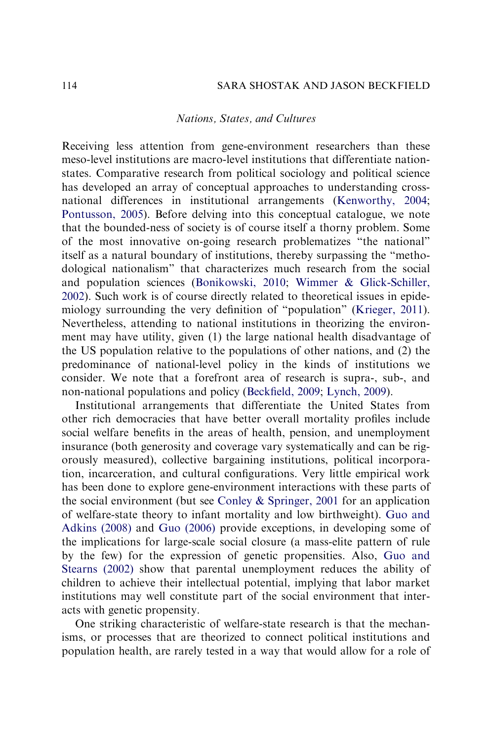*Nations, States, and Cultures*

Receiving less attention from gene-environment researchers than these meso-level institutions are macro-level institutions that differentiate nation-states. Comparative research from political sociology and political science has developed an array of conceptual approaches to understanding cross-national differences in institutional arrangements (Kenworthy, 2004; Pontusson, 2005). Before delving into this conceptual catalogue, we note that the bounded-ness of society is of course itself a thorny problem. Some of the most innovative on-going research problematizes "the national" itself as a natural boundary of institutions, thereby surpassing the "methodological nationalism" that characterizes much research from the social and population sciences (Bonikowski, 2010; Wimmer & Glick-Schiller, 2002). Such work is of course directly related to theoretical issues in epidemiology surrounding the very definition of "population" (Krieger, 2011). Nevertheless, attending to national institutions in theorizing the environment may have utility, given (1) the large national health disadvantage of the US population relative to the populations of other nations, and (2) the predominance of national-level policy in the kinds of institutions we consider. We note that a forefront area of research is supra-, sub-, and non-national populations and policy (Beckfield, 2009; Lynch, 2009).

Institutional arrangements that differentiate the United States from other rich democracies that have better overall mortality profiles include social welfare benefits in the areas of health, pension, and unemployment insurance (both generosity and coverage vary systematically and can be rigorously measured), collective bargaining institutions, political incorporation, incarceration, and cultural configurations. Very little empirical work has been done to explore gene-environment interactions with these parts of the social environment (but see Conley & Springer, 2001 for an application of welfare-state theory to infant mortality and low birthweight). Guo and Adkins (2008) and Guo (2006) provide exceptions, in developing some of the implications for large-scale social closure (a mass-elite pattern of rule by the few) for the expression of genetic propensities. Also, Guo and Stearns (2002) show that parental unemployment reduces the ability of children to achieve their intellectual potential, implying that labor market institutions may well constitute part of the social environment that interacts with genetic propensity.

One striking characteristic of welfare-state research is that the mechanisms, or processes that are theorized to connect political institutions and population health, are rarely tested in a way that would allow for a role of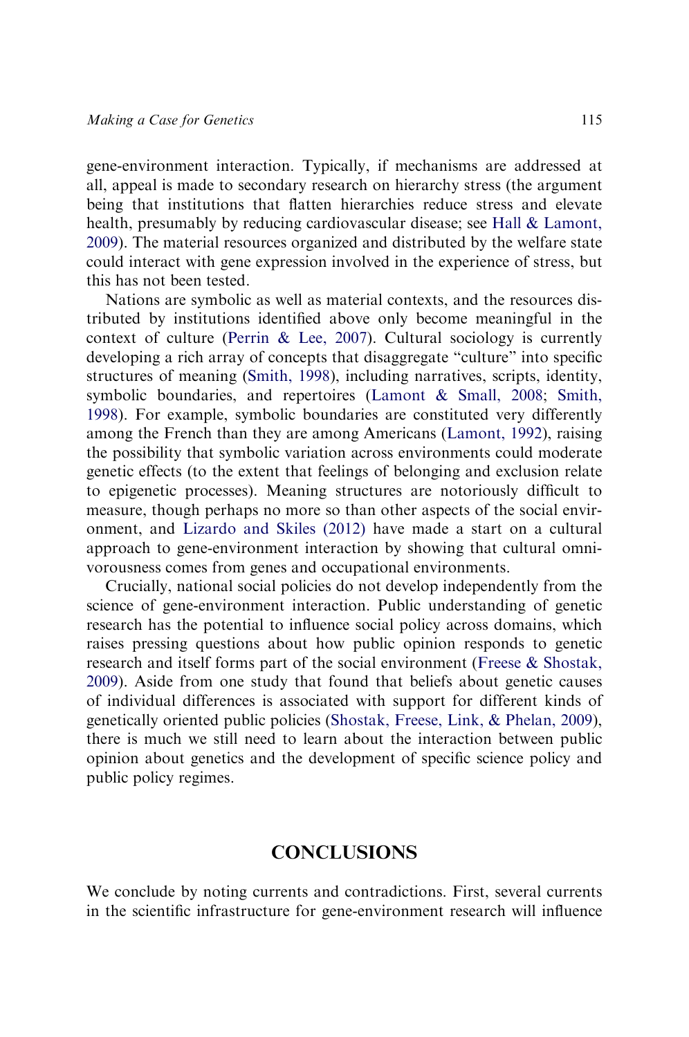gene-environment interaction. Typically, if mechanisms are addressed at all, appeal is made to secondary research on hierarchy stress (the argument being that institutions that flatten hierarchies reduce stress and elevate health, presumably by reducing cardiovascular disease; see Hall & Lamont, 2009). The material resources organized and distributed by the welfare state could interact with gene expression involved in the experience of stress, but this has not been tested.

Nations are symbolic as well as material contexts, and the resources distributed by institutions identified above only become meaningful in the context of culture (Perrin & Lee, 2007). Cultural sociology is currently developing a rich array of concepts that disaggregate "culture" into specific structures of meaning (Smith, 1998), including narratives, scripts, identity, symbolic boundaries, and repertoires (Lamont & Small, 2008; Smith, 1998). For example, symbolic boundaries are constituted very differently among the French than they are among Americans (Lamont, 1992), raising the possibility that symbolic variation across environments could moderate genetic effects (to the extent that feelings of belonging and exclusion relate to epigenetic processes). Meaning structures are notoriously difficult to measure, though perhaps no more so than other aspects of the social environment, and Lizardo and Skiles (2012) have made a start on a cultural approach to gene-environment interaction by showing that cultural omnivorousness comes from genes and occupational environments.

Crucially, national social policies do not develop independently from the science of gene-environment interaction. Public understanding of genetic research has the potential to influence social policy across domains, which raises pressing questions about how public opinion responds to genetic research and itself forms part of the social environment (Freese & Shostak, 2009). Aside from one study that found that beliefs about genetic causes of individual differences is associated with support for different kinds of genetically oriented public policies (Shostak, Freese, Link, & Phelan, 2009), there is much we still need to learn about the interaction between public opinion about genetics and the development of specific science policy and public policy regimes.

## CONCLUSIONS

We conclude by noting currents and contradictions. First, several currents in the scientific infrastructure for gene-environment research will influence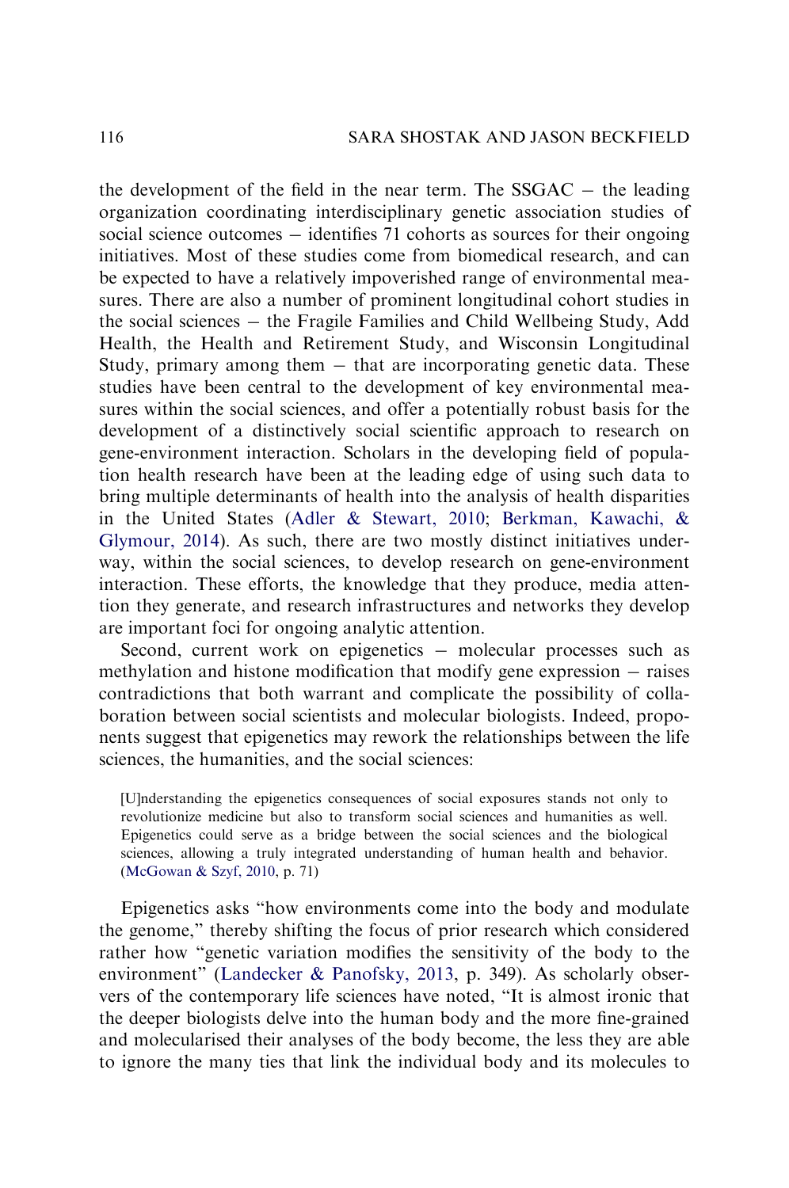the development of the field in the near term. The SSGAC – the leading organization coordinating interdisciplinary genetic association studies of social science outcomes – identifies 71 cohorts as sources for their ongoing initiatives. Most of these studies come from biomedical research, and can be expected to have a relatively impoverished range of environmental measures. There are also a number of prominent longitudinal cohort studies in the social sciences – the Fragile Families and Child Wellbeing Study, Add Health, the Health and Retirement Study, and Wisconsin Longitudinal Study, primary among them – that are incorporating genetic data. These studies have been central to the development of key environmental measures within the social sciences, and offer a potentially robust basis for the development of a distinctively social scientific approach to research on gene-environment interaction. Scholars in the developing field of population health research have been at the leading edge of using such data to bring multiple determinants of health into the analysis of health disparities in the United States (Adler & Stewart, 2010; Berkman, Kawachi, & Glymour, 2014). As such, there are two mostly distinct initiatives underway, within the social sciences, to develop research on gene-environment interaction. These efforts, the knowledge that they produce, media attention they generate, and research infrastructures and networks they develop are important foci for ongoing analytic attention.

Second, current work on epigenetics – molecular processes such as methylation and histone modification that modify gene expression – raises contradictions that both warrant and complicate the possibility of collaboration between social scientists and molecular biologists. Indeed, proponents suggest that epigenetics may rework the relationships between the life sciences, the humanities, and the social sciences:

> [U]nderstanding the epigenetics consequences of social exposures stands not only to revolutionize medicine but also to transform social sciences and humanities as well. Epigenetics could serve as a bridge between the social sciences and the biological sciences, allowing a truly integrated understanding of human health and behavior. (McGowan & Szyf, 2010, p. 71)

Epigenetics asks "how environments come into the body and modulate the genome," thereby shifting the focus of prior research which considered rather how "genetic variation modifies the sensitivity of the body to the environment" (Landecker & Panofsky, 2013, p. 349). As scholarly observers of the contemporary life sciences have noted, "It is almost ironic that the deeper biologists delve into the human body and the more fine-grained and molecularised their analyses of the body become, the less they are able to ignore the many ties that link the individual body and its molecules to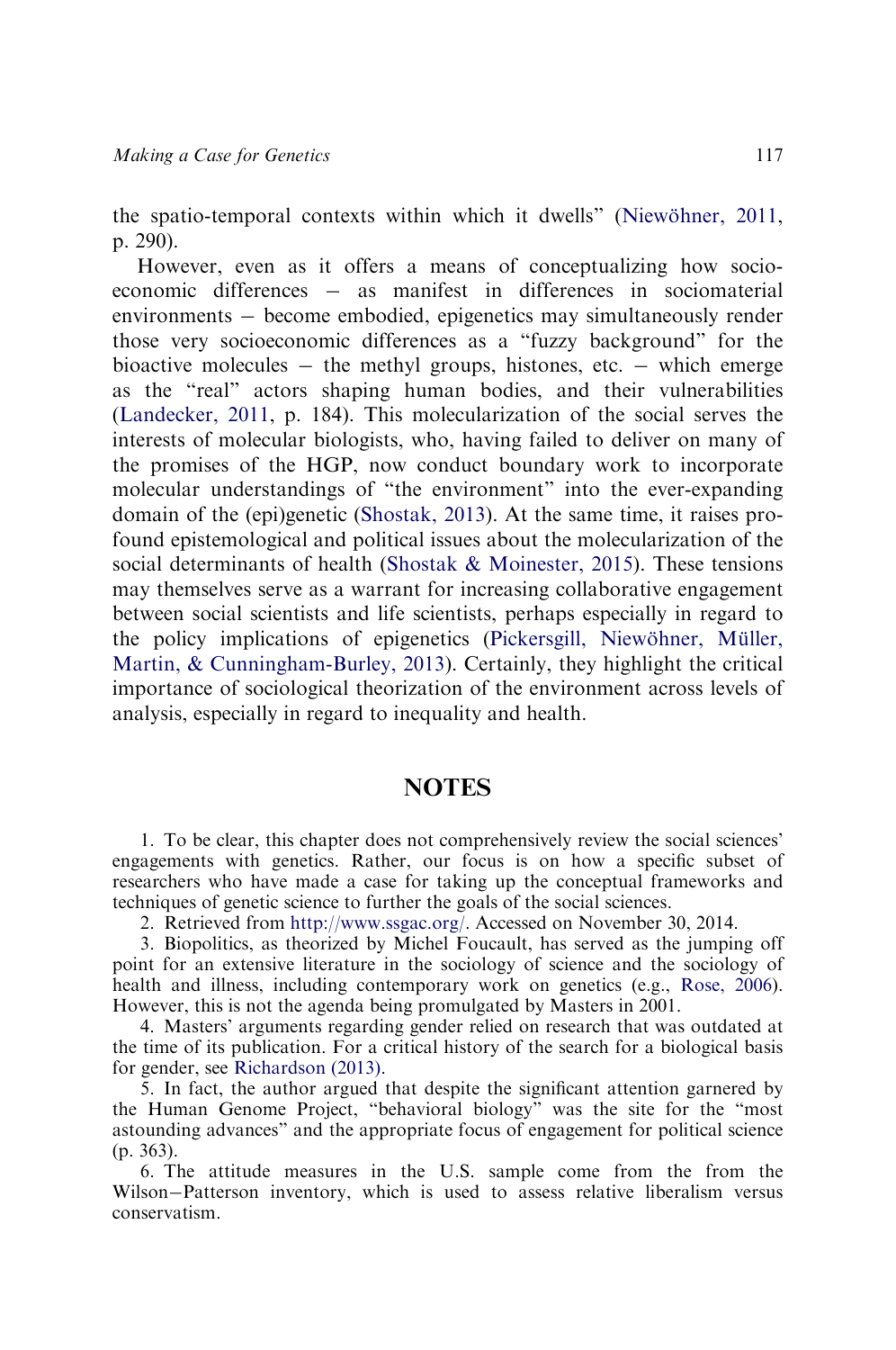the spatio-temporal contexts within which it dwells" (Niewöhner, 2011, p. 290).

However, even as it offers a means of conceptualizing how socioeconomic differences – as manifest in differences in sociomaterial environments – become embodied, epigenetics may simultaneously render those very socioeconomic differences as a "fuzzy background" for the bioactive molecules – the methyl groups, histones, etc. – which emerge as the "real" actors shaping human bodies, and their vulnerabilities (Landecker, 2011, p. 184). This molecularization of the social serves the interests of molecular biologists, who, having failed to deliver on many of the promises of the HGP, now conduct boundary work to incorporate molecular understandings of "the environment" into the ever-expanding domain of the (epi)genetic (Shostak, 2013). At the same time, it raises profound epistemological and political issues about the molecularization of the social determinants of health (Shostak & Moinester, 2015). These tensions may themselves serve as a warrant for increasing collaborative engagement between social scientists and life scientists, perhaps especially in regard to the policy implications of epigenetics (Pickersgill, Niewöhner, Müller, Martin, & Cunningham-Burley, 2013). Certainly, they highlight the critical importance of sociological theorization of the environment across levels of analysis, especially in regard to inequality and health.

## NOTES

1. To be clear, this chapter does not comprehensively review the social sciences' engagements with genetics. Rather, our focus is on how a specific subset of researchers who have made a case for taking up the conceptual frameworks and techniques of genetic science to further the goals of the social sciences.

2. Retrieved from http://www.ssgac.org/. Accessed on November 30, 2014.

3. Biopolitics, as theorized by Michel Foucault, has served as the jumping off point for an extensive literature in the sociology of science and the sociology of health and illness, including contemporary work on genetics (e.g., Rose, 2006). However, this is not the agenda being promulgated by Masters in 2001.

4. Masters' arguments regarding gender relied on research that was outdated at the time of its publication. For a critical history of the search for a biological basis for gender, see Richardson (2013).

5. In fact, the author argued that despite the significant attention garnered by the Human Genome Project, "behavioral biology" was the site for the "most astounding advances" and the appropriate focus of engagement for political science (p. 363).

6. The attitude measures in the U.S. sample come from the from the Wilson–Patterson inventory, which is used to assess relative liberalism versus conservatism.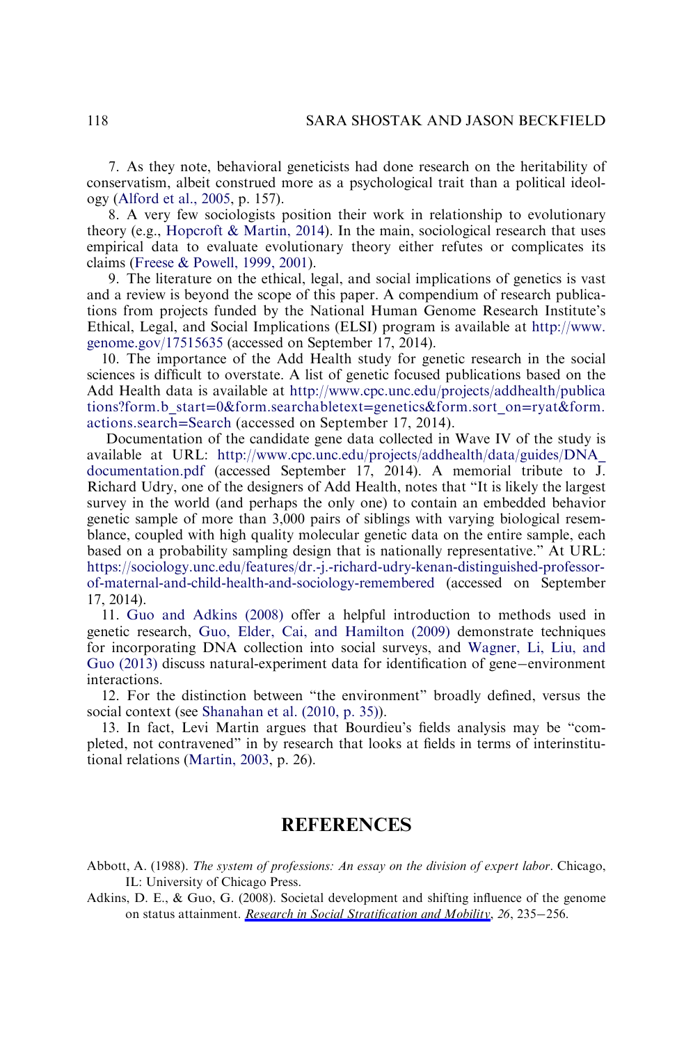7. As they note, behavioral geneticists had done research on the heritability of conservatism, albeit construed more as a psychological trait than a political ideology (Alford et al., 2005, p. 157).

8. A very few sociologists position their work in relationship to evolutionary theory (e.g., Hopcroft & Martin, 2014). In the main, sociological research that uses empirical data to evaluate evolutionary theory either refutes or complicates its claims (Freese & Powell, 1999, 2001).

9. The literature on the ethical, legal, and social implications of genetics is vast and a review is beyond the scope of this paper. A compendium of research publications from projects funded by the National Human Genome Research Institute's Ethical, Legal, and Social Implications (ELSI) program is available at http://www.genome.gov/17515635 (accessed on September 17, 2014).

10. The importance of the Add Health study for genetic research in the social sciences is difficult to overstate. A list of genetic focused publications based on the Add Health data is available at http://www.cpc.unc.edu/projects/addhealth/publications?form.b_start=0&form.searchabletext=genetics&form.sort_on=ryat&form.actions.search=Search (accessed on September 17, 2014).

Documentation of the candidate gene data collected in Wave IV of the study is available at URL: http://www.cpc.unc.edu/projects/addhealth/data/guides/DNA_documentation.pdf (accessed September 17, 2014). A memorial tribute to J. Richard Udry, one of the designers of Add Health, notes that "It is likely the largest survey in the world (and perhaps the only one) to contain an embedded behavior genetic sample of more than 3,000 pairs of siblings with varying biological resemblance, coupled with high quality molecular genetic data on the entire sample, each based on a probability sampling design that is nationally representative." At URL: https://sociology.unc.edu/features/dr.-j.-richard-udry-kenan-distinguished-professor-of-maternal-and-child-health-and-sociology-remembered (accessed on September 17, 2014).

11. Guo and Adkins (2008) offer a helpful introduction to methods used in genetic research, Guo, Elder, Cai, and Hamilton (2009) demonstrate techniques for incorporating DNA collection into social surveys, and Wagner, Li, Liu, and Guo (2013) discuss natural-experiment data for identification of gene−environment interactions.

12. For the distinction between "the environment" broadly defined, versus the social context (see Shanahan et al. (2010, p. 35)).

13. In fact, Levi Martin argues that Bourdieu's fields analysis may be "completed, not contravened" in by research that looks at fields in terms of interinstitutional relations (Martin, 2003, p. 26).

## REFERENCES

Abbott, A. (1988). *The system of professions: An essay on the division of expert labor*. Chicago, IL: University of Chicago Press.

Adkins, D. E., & Guo, G. (2008). Societal development and shifting influence of the genome on status attainment. *Research in Social Stratification and Mobility*, *26*, 235−256.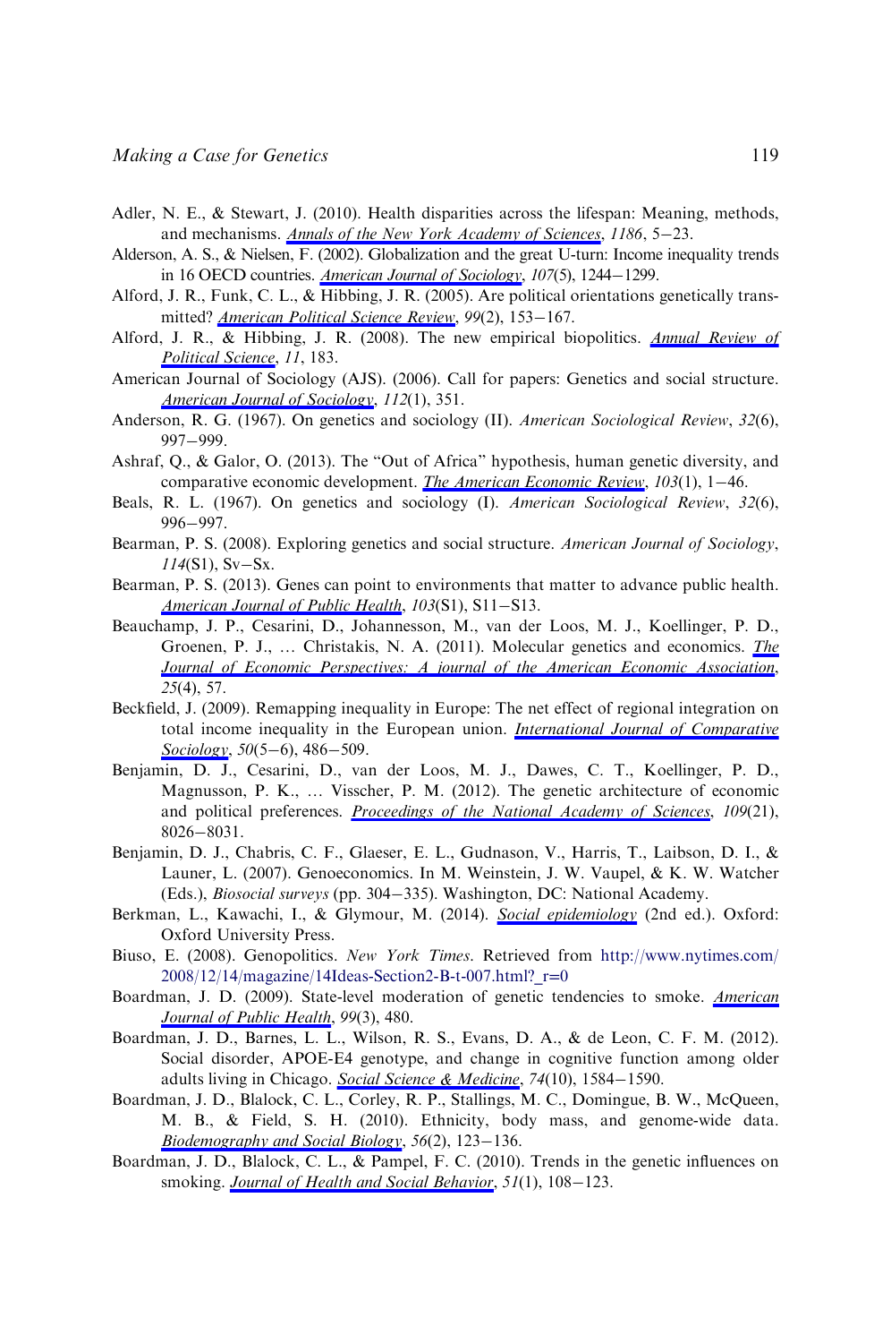Adler, N. E., & Stewart, J. (2010). Health disparities across the lifespan: Meaning, methods, and mechanisms. *Annals of the New York Academy of Sciences*, *1186*, 5–23.

Alderson, A. S., & Nielsen, F. (2002). Globalization and the great U-turn: Income inequality trends in 16 OECD countries. *American Journal of Sociology*, *107*(5), 1244–1299.

Alford, J. R., Funk, C. L., & Hibbing, J. R. (2005). Are political orientations genetically transmitted? *American Political Science Review*, *99*(2), 153–167.

Alford, J. R., & Hibbing, J. R. (2008). The new empirical biopolitics. *Annual Review of Political Science*, *11*, 183.

American Journal of Sociology (AJS). (2006). Call for papers: Genetics and social structure. *American Journal of Sociology*, *112*(1), 351.

Anderson, R. G. (1967). On genetics and sociology (II). *American Sociological Review*, *32*(6), 997–999.

Ashraf, Q., & Galor, O. (2013). The "Out of Africa" hypothesis, human genetic diversity, and comparative economic development. *The American Economic Review*, *103*(1), 1–46.

Beals, R. L. (1967). On genetics and sociology (I). *American Sociological Review*, *32*(6), 996–997.

Bearman, P. S. (2008). Exploring genetics and social structure. *American Journal of Sociology*, *114*(S1), Sv–Sx.

Bearman, P. S. (2013). Genes can point to environments that matter to advance public health. *American Journal of Public Health*, *103*(S1), S11–S13.

Beauchamp, J. P., Cesarini, D., Johannesson, M., van der Loos, M. J., Koellinger, P. D., Groenen, P. J., … Christakis, N. A. (2011). Molecular genetics and economics. *The Journal of Economic Perspectives: A journal of the American Economic Association*, *25*(4), 57.

Beckfield, J. (2009). Remapping inequality in Europe: The net effect of regional integration on total income inequality in the European union. *International Journal of Comparative Sociology*, *50*(5–6), 486–509.

Benjamin, D. J., Cesarini, D., van der Loos, M. J., Dawes, C. T., Koellinger, P. D., Magnusson, P. K., … Visscher, P. M. (2012). The genetic architecture of economic and political preferences. *Proceedings of the National Academy of Sciences*, *109*(21), 8026–8031.

Benjamin, D. J., Chabris, C. F., Glaeser, E. L., Gudnason, V., Harris, T., Laibson, D. I., & Launer, L. (2007). Genoeconomics. In M. Weinstein, J. W. Vaupel, & K. W. Watcher (Eds.), *Biosocial surveys* (pp. 304–335). Washington, DC: National Academy.

Berkman, L., Kawachi, I., & Glymour, M. (2014). *Social epidemiology* (2nd ed.). Oxford: Oxford University Press.

Biuso, E. (2008). Genopolitics. *New York Times*. Retrieved from http://www.nytimes.com/2008/12/14/magazine/14Ideas-Section2-B-t-007.html?_r=0

Boardman, J. D. (2009). State-level moderation of genetic tendencies to smoke. *American Journal of Public Health*, *99*(3), 480.

Boardman, J. D., Barnes, L. L., Wilson, R. S., Evans, D. A., & de Leon, C. F. M. (2012). Social disorder, APOE-E4 genotype, and change in cognitive function among older adults living in Chicago. *Social Science & Medicine*, *74*(10), 1584–1590.

Boardman, J. D., Blalock, C. L., Corley, R. P., Stallings, M. C., Domingue, B. W., McQueen, M. B., & Field, S. H. (2010). Ethnicity, body mass, and genome-wide data. *Biodemography and Social Biology*, *56*(2), 123–136.

Boardman, J. D., Blalock, C. L., & Pampel, F. C. (2010). Trends in the genetic influences on smoking. *Journal of Health and Social Behavior*, *51*(1), 108–123.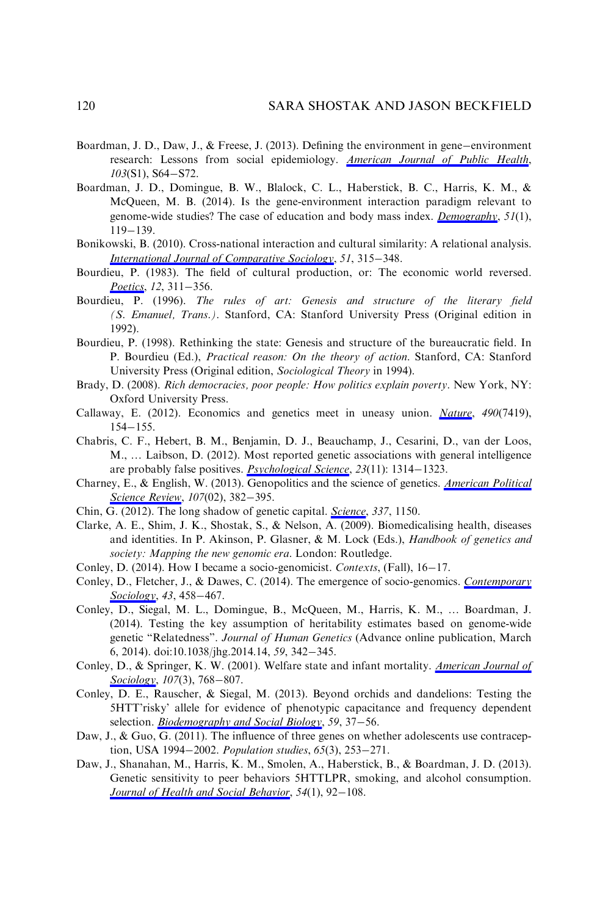Boardman, J. D., Daw, J., & Freese, J. (2013). Defining the environment in gene–environment research: Lessons from social epidemiology. *American Journal of Public Health*, *103*(S1), S64–S72.

Boardman, J. D., Domingue, B. W., Blalock, C. L., Haberstick, B. C., Harris, K. M., & McQueen, M. B. (2014). Is the gene-environment interaction paradigm relevant to genome-wide studies? The case of education and body mass index. *Demography*, *51*(1), 119–139.

Bonikowski, B. (2010). Cross-national interaction and cultural similarity: A relational analysis. *International Journal of Comparative Sociology*, *51*, 315–348.

Bourdieu, P. (1983). The field of cultural production, or: The economic world reversed. *Poetics*, *12*, 311–356.

Bourdieu, P. (1996). *The rules of art: Genesis and structure of the literary field (S. Emanuel, Trans.)*. Stanford, CA: Stanford University Press (Original edition in 1992).

Bourdieu, P. (1998). Rethinking the state: Genesis and structure of the bureaucratic field. In P. Bourdieu (Ed.), *Practical reason: On the theory of action*. Stanford, CA: Stanford University Press (Original edition, *Sociological Theory* in 1994).

Brady, D. (2008). *Rich democracies, poor people: How politics explain poverty*. New York, NY: Oxford University Press.

Callaway, E. (2012). Economics and genetics meet in uneasy union. *Nature*, *490*(7419), 154–155.

Chabris, C. F., Hebert, B. M., Benjamin, D. J., Beauchamp, J., Cesarini, D., van der Loos, M., … Laibson, D. (2012). Most reported genetic associations with general intelligence are probably false positives. *Psychological Science*, *23*(11): 1314–1323.

Charney, E., & English, W. (2013). Genopolitics and the science of genetics. *American Political Science Review*, *107*(02), 382–395.

Chin, G. (2012). The long shadow of genetic capital. *Science*, *337*, 1150.

Clarke, A. E., Shim, J. K., Shostak, S., & Nelson, A. (2009). Biomedicalising health, diseases and identities. In P. Akinson, P. Glasner, & M. Lock (Eds.), *Handbook of genetics and society: Mapping the new genomic era*. London: Routledge.

Conley, D. (2014). How I became a socio-genomicist. *Contexts*, (Fall), 16–17.

Conley, D., Fletcher, J., & Dawes, C. (2014). The emergence of socio-genomics. *Contemporary Sociology*, *43*, 458–467.

Conley, D., Siegal, M. L., Domingue, B., McQueen, M., Harris, K. M., … Boardman, J. (2014). Testing the key assumption of heritability estimates based on genome-wide genetic "Relatedness". *Journal of Human Genetics* (Advance online publication, March 6, 2014). doi:10.1038/jhg.2014.14, *59*, 342–345.

Conley, D., & Springer, K. W. (2001). Welfare state and infant mortality. *American Journal of Sociology*, *107*(3), 768–807.

Conley, D. E., Rauscher, & Siegal, M. (2013). Beyond orchids and dandelions: Testing the 5HTT'risky' allele for evidence of phenotypic capacitance and frequency dependent selection. *Biodemography and Social Biology*, *59*, 37–56.

Daw, J., & Guo, G. (2011). The influence of three genes on whether adolescents use contraception, USA 1994–2002. *Population studies*, *65*(3), 253–271.

Daw, J., Shanahan, M., Harris, K. M., Smolen, A., Haberstick, B., & Boardman, J. D. (2013). Genetic sensitivity to peer behaviors 5HTTLPR, smoking, and alcohol consumption. *Journal of Health and Social Behavior*, *54*(1), 92–108.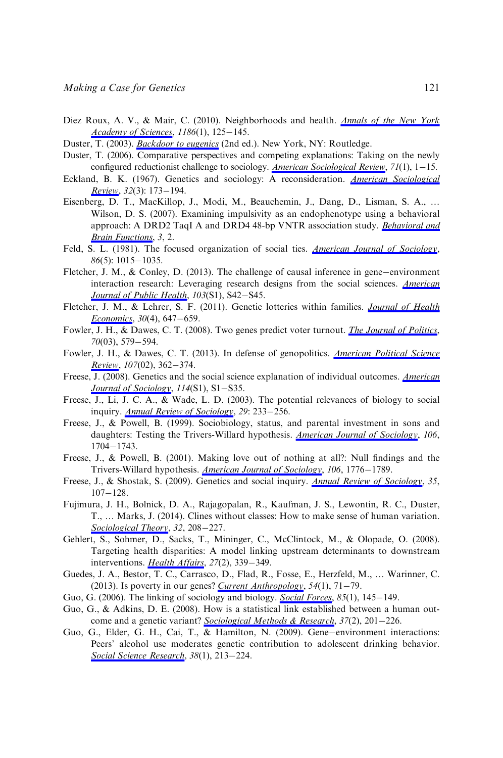Diez Roux, A. V., & Mair, C. (2010). Neighborhoods and health. *Annals of the New York Academy of Sciences*, *1186*(1), 125–145.

Duster, T. (2003). *Backdoor to eugenics* (2nd ed.). New York, NY: Routledge.

Duster, T. (2006). Comparative perspectives and competing explanations: Taking on the newly configured reductionist challenge to sociology. *American Sociological Review*, *71*(1), 1–15.

Eckland, B. K. (1967). Genetics and sociology: A reconsideration. *American Sociological Review*, *32*(3): 173–194.

Eisenberg, D. T., MacKillop, J., Modi, M., Beauchemin, J., Dang, D., Lisman, S. A., … Wilson, D. S. (2007). Examining impulsivity as an endophenotype using a behavioral approach: A DRD2 TaqI A and DRD4 48-bp VNTR association study. *Behavioral and Brain Functions*, *3*, 2.

Feld, S. L. (1981). The focused organization of social ties. *American Journal of Sociology*, *86*(5): 1015–1035.

Fletcher, J. M., & Conley, D. (2013). The challenge of causal inference in gene–environment interaction research: Leveraging research designs from the social sciences. *American Journal of Public Health*, *103*(S1), S42–S45.

Fletcher, J. M., & Lehrer, S. F. (2011). Genetic lotteries within families. *Journal of Health Economics*, *30*(4), 647–659.

Fowler, J. H., & Dawes, C. T. (2008). Two genes predict voter turnout. *The Journal of Politics*, *70*(03), 579–594.

Fowler, J. H., & Dawes, C. T. (2013). In defense of genopolitics. *American Political Science Review*, *107*(02), 362–374.

Freese, J. (2008). Genetics and the social science explanation of individual outcomes. *American Journal of Sociology*, *114*(S1), S1–S35.

Freese, J., Li, J. C. A., & Wade, L. D. (2003). The potential relevances of biology to social inquiry. *Annual Review of Sociology*, *29*: 233–256.

Freese, J., & Powell, B. (1999). Sociobiology, status, and parental investment in sons and daughters: Testing the Trivers-Willard hypothesis. *American Journal of Sociology*, *106*, 1704–1743.

Freese, J., & Powell, B. (2001). Making love out of nothing at all?: Null findings and the Trivers-Willard hypothesis. *American Journal of Sociology*, *106*, 1776–1789.

Freese, J., & Shostak, S. (2009). Genetics and social inquiry. *Annual Review of Sociology*, *35*, 107–128.

Fujimura, J. H., Bolnick, D. A., Rajagopalan, R., Kaufman, J. S., Lewontin, R. C., Duster, T., … Marks, J. (2014). Clines without classes: How to make sense of human variation. *Sociological Theory*, *32*, 208–227.

Gehlert, S., Sohmer, D., Sacks, T., Mininger, C., McClintock, M., & Olopade, O. (2008). Targeting health disparities: A model linking upstream determinants to downstream interventions. *Health Affairs*, *27*(2), 339–349.

Guedes, J. A., Bestor, T. C., Carrasco, D., Flad, R., Fosse, E., Herzfeld, M., … Warinner, C. (2013). Is poverty in our genes? *Current Anthropology*, *54*(1), 71–79.

Guo, G. (2006). The linking of sociology and biology. *Social Forces*, *85*(1), 145–149.

Guo, G., & Adkins, D. E. (2008). How is a statistical link established between a human outcome and a genetic variant? *Sociological Methods & Research*, *37*(2), 201–226.

Guo, G., Elder, G. H., Cai, T., & Hamilton, N. (2009). Gene–environment interactions: Peers' alcohol use moderates genetic contribution to adolescent drinking behavior. *Social Science Research*, *38*(1), 213–224.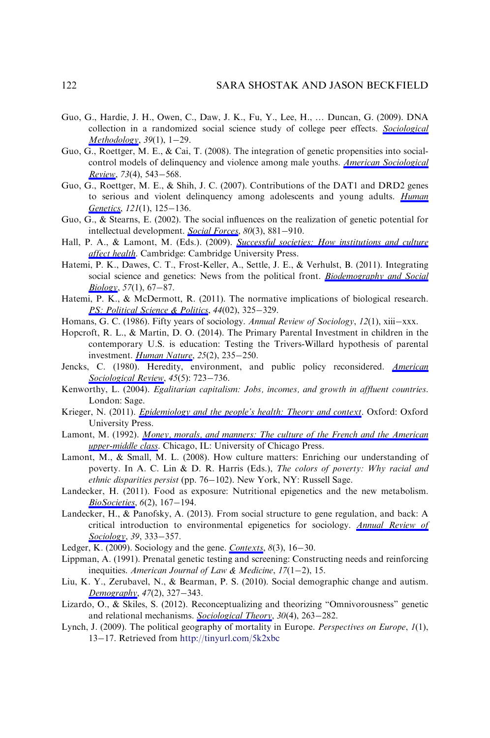Guo, G., Hardie, J. H., Owen, C., Daw, J. K., Fu, Y., Lee, H., … Duncan, G. (2009). DNA collection in a randomized social science study of college peer effects. *Sociological Methodology*, *39*(1), 1–29.

Guo, G., Roettger, M. E., & Cai, T. (2008). The integration of genetic propensities into social-control models of delinquency and violence among male youths. *American Sociological Review*, *73*(4), 543–568.

Guo, G., Roettger, M. E., & Shih, J. C. (2007). Contributions of the DAT1 and DRD2 genes to serious and violent delinquency among adolescents and young adults. *Human Genetics*, *121*(1), 125–136.

Guo, G., & Stearns, E. (2002). The social influences on the realization of genetic potential for intellectual development. *Social Forces*, *80*(3), 881–910.

Hall, P. A., & Lamont, M. (Eds.). (2009). *Successful societies: How institutions and culture affect health*. Cambridge: Cambridge University Press.

Hatemi, P. K., Dawes, C. T., Frost-Keller, A., Settle, J. E., & Verhulst, B. (2011). Integrating social science and genetics: News from the political front. *Biodemography and Social Biology*, *57*(1), 67–87.

Hatemi, P. K., & McDermott, R. (2011). The normative implications of biological research. *PS: Political Science & Politics*, *44*(02), 325–329.

Homans, G. C. (1986). Fifty years of sociology. *Annual Review of Sociology*, *12*(1), xiii–xxx.

Hopcroft, R. L., & Martin, D. O. (2014). The Primary Parental Investment in children in the contemporary U.S. is education: Testing the Trivers-Willard hypothesis of parental investment. *Human Nature*, *25*(2), 235–250.

Jencks, C. (1980). Heredity, environment, and public policy reconsidered. *American Sociological Review*, *45*(5): 723–736.

Kenworthy, L. (2004). *Egalitarian capitalism: Jobs, incomes, and growth in affluent countries*. London: Sage.

Krieger, N. (2011). *Epidemiology and the people's health: Theory and context*. Oxford: Oxford University Press.

Lamont, M. (1992). *Money, morals, and manners: The culture of the French and the American upper-middle class*. Chicago, IL: University of Chicago Press.

Lamont, M., & Small, M. L. (2008). How culture matters: Enriching our understanding of poverty. In A. C. Lin & D. R. Harris (Eds.), *The colors of poverty: Why racial and ethnic disparities persist* (pp. 76–102). New York, NY: Russell Sage.

Landecker, H. (2011). Food as exposure: Nutritional epigenetics and the new metabolism. *BioSocieties*, *6*(2), 167–194.

Landecker, H., & Panofsky, A. (2013). From social structure to gene regulation, and back: A critical introduction to environmental epigenetics for sociology. *Annual Review of Sociology*, *39*, 333–357.

Ledger, K. (2009). Sociology and the gene. *Contexts*, *8*(3), 16–30.

Lippman, A. (1991). Prenatal genetic testing and screening: Constructing needs and reinforcing inequities. *American Journal of Law & Medicine*, *17*(1–2), 15.

Liu, K. Y., Zerubavel, N., & Bearman, P. S. (2010). Social demographic change and autism. *Demography*, *47*(2), 327–343.

Lizardo, O., & Skiles, S. (2012). Reconceptualizing and theorizing "Omnivorousness" genetic and relational mechanisms. *Sociological Theory*, *30*(4), 263–282.

Lynch, J. (2009). The political geography of mortality in Europe. *Perspectives on Europe*, *1*(1), 13–17. Retrieved from http://tinyurl.com/5k2xbc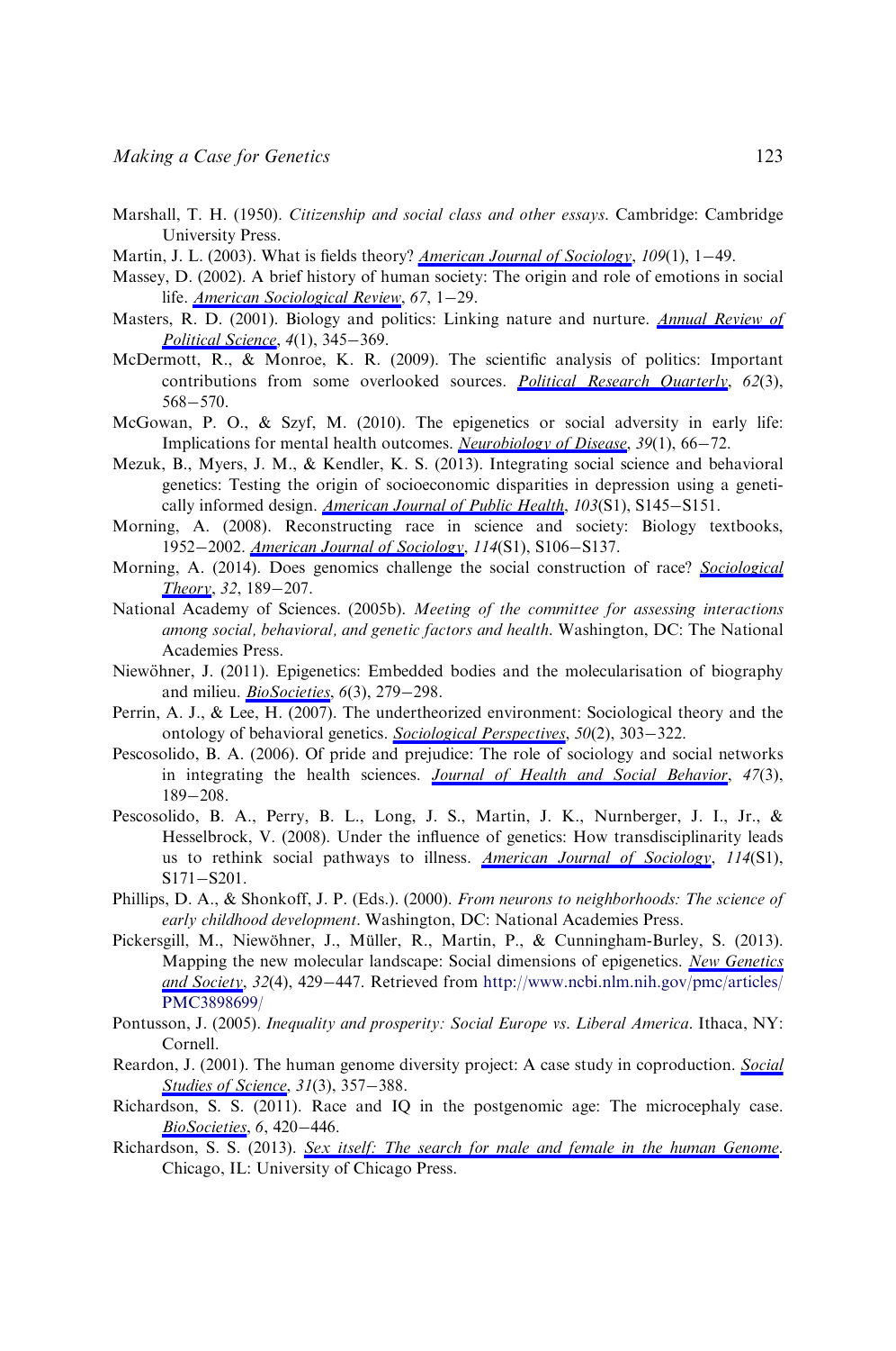Marshall, T. H. (1950). *Citizenship and social class and other essays*. Cambridge: Cambridge University Press.

Martin, J. L. (2003). What is fields theory? *American Journal of Sociology*, *109*(1), 1–49.

Massey, D. (2002). A brief history of human society: The origin and role of emotions in social life. *American Sociological Review*, *67*, 1–29.

Masters, R. D. (2001). Biology and politics: Linking nature and nurture. *Annual Review of Political Science*, *4*(1), 345–369.

McDermott, R., & Monroe, K. R. (2009). The scientific analysis of politics: Important contributions from some overlooked sources. *Political Research Quarterly*, *62*(3), 568–570.

McGowan, P. O., & Szyf, M. (2010). The epigenetics or social adversity in early life: Implications for mental health outcomes. *Neurobiology of Disease*, *39*(1), 66–72.

Mezuk, B., Myers, J. M., & Kendler, K. S. (2013). Integrating social science and behavioral genetics: Testing the origin of socioeconomic disparities in depression using a genetically informed design. *American Journal of Public Health*, *103*(S1), S145–S151.

Morning, A. (2008). Reconstructing race in science and society: Biology textbooks, 1952–2002. *American Journal of Sociology*, *114*(S1), S106–S137.

Morning, A. (2014). Does genomics challenge the social construction of race? *Sociological Theory*, *32*, 189–207.

National Academy of Sciences. (2005b). *Meeting of the committee for assessing interactions among social, behavioral, and genetic factors and health*. Washington, DC: The National Academies Press.

Niewöhner, J. (2011). Epigenetics: Embedded bodies and the molecularisation of biography and milieu. *BioSocieties*, *6*(3), 279–298.

Perrin, A. J., & Lee, H. (2007). The undertheorized environment: Sociological theory and the ontology of behavioral genetics. *Sociological Perspectives*, *50*(2), 303–322.

Pescosolido, B. A. (2006). Of pride and prejudice: The role of sociology and social networks in integrating the health sciences. *Journal of Health and Social Behavior*, *47*(3), 189–208.

Pescosolido, B. A., Perry, B. L., Long, J. S., Martin, J. K., Nurnberger, J. I., Jr., & Hesselbrock, V. (2008). Under the influence of genetics: How transdisciplinarity leads us to rethink social pathways to illness. *American Journal of Sociology*, *114*(S1), S171–S201.

Phillips, D. A., & Shonkoff, J. P. (Eds.). (2000). *From neurons to neighborhoods: The science of early childhood development*. Washington, DC: National Academies Press.

Pickersgill, M., Niewöhner, J., Müller, R., Martin, P., & Cunningham-Burley, S. (2013). Mapping the new molecular landscape: Social dimensions of epigenetics. *New Genetics and Society*, *32*(4), 429–447. Retrieved from http://www.ncbi.nlm.nih.gov/pmc/articles/PMC3898699/

Pontusson, J. (2005). *Inequality and prosperity: Social Europe vs. Liberal America*. Ithaca, NY: Cornell.

Reardon, J. (2001). The human genome diversity project: A case study in coproduction. *Social Studies of Science*, *31*(3), 357–388.

Richardson, S. S. (2011). Race and IQ in the postgenomic age: The microcephaly case. *BioSocieties*, *6*, 420–446.

Richardson, S. S. (2013). *Sex itself: The search for male and female in the human Genome*. Chicago, IL: University of Chicago Press.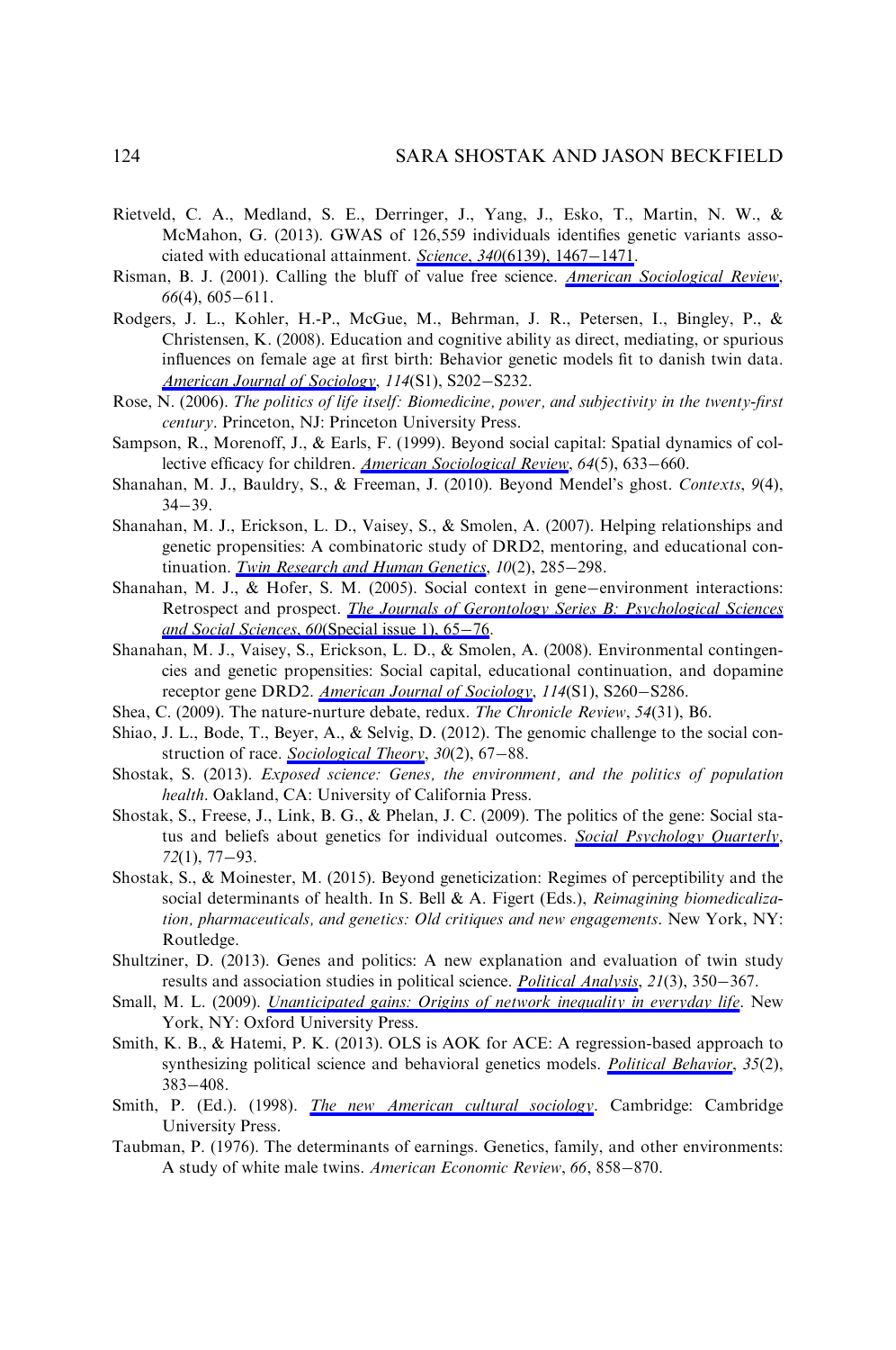Rietveld, C. A., Medland, S. E., Derringer, J., Yang, J., Esko, T., Martin, N. W., & McMahon, G. (2013). GWAS of 126,559 individuals identifies genetic variants associated with educational attainment. *Science*, *340*(6139), 1467–1471.

Risman, B. J. (2001). Calling the bluff of value free science. *American Sociological Review*, *66*(4), 605–611.

Rodgers, J. L., Kohler, H.-P., McGue, M., Behrman, J. R., Petersen, I., Bingley, P., & Christensen, K. (2008). Education and cognitive ability as direct, mediating, or spurious influences on female age at first birth: Behavior genetic models fit to danish twin data. *American Journal of Sociology*, *114*(S1), S202–S232.

Rose, N. (2006). *The politics of life itself: Biomedicine, power, and subjectivity in the twenty-first century*. Princeton, NJ: Princeton University Press.

Sampson, R., Morenoff, J., & Earls, F. (1999). Beyond social capital: Spatial dynamics of collective efficacy for children. *American Sociological Review*, *64*(5), 633–660.

Shanahan, M. J., Bauldry, S., & Freeman, J. (2010). Beyond Mendel's ghost. *Contexts*, *9*(4), 34–39.

Shanahan, M. J., Erickson, L. D., Vaisey, S., & Smolen, A. (2007). Helping relationships and genetic propensities: A combinatoric study of DRD2, mentoring, and educational continuation. *Twin Research and Human Genetics*, *10*(2), 285–298.

Shanahan, M. J., & Hofer, S. M. (2005). Social context in gene–environment interactions: Retrospect and prospect. *The Journals of Gerontology Series B: Psychological Sciences and Social Sciences*, *60*(Special issue 1), 65–76.

Shanahan, M. J., Vaisey, S., Erickson, L. D., & Smolen, A. (2008). Environmental contingencies and genetic propensities: Social capital, educational continuation, and dopamine receptor gene DRD2. *American Journal of Sociology*, *114*(S1), S260–S286.

Shea, C. (2009). The nature-nurture debate, redux. *The Chronicle Review*, *54*(31), B6.

Shiao, J. L., Bode, T., Beyer, A., & Selvig, D. (2012). The genomic challenge to the social construction of race. *Sociological Theory*, *30*(2), 67–88.

Shostak, S. (2013). *Exposed science: Genes, the environment, and the politics of population health*. Oakland, CA: University of California Press.

Shostak, S., Freese, J., Link, B. G., & Phelan, J. C. (2009). The politics of the gene: Social status and beliefs about genetics for individual outcomes. *Social Psychology Quarterly*, *72*(1), 77–93.

Shostak, S., & Moinester, M. (2015). Beyond geneticization: Regimes of perceptibility and the social determinants of health. In S. Bell & A. Figert (Eds.), *Reimagining biomedicalization, pharmaceuticals, and genetics: Old critiques and new engagements*. New York, NY: Routledge.

Shultziner, D. (2013). Genes and politics: A new explanation and evaluation of twin study results and association studies in political science. *Political Analysis*, *21*(3), 350–367.

Small, M. L. (2009). *Unanticipated gains: Origins of network inequality in everyday life*. New York, NY: Oxford University Press.

Smith, K. B., & Hatemi, P. K. (2013). OLS is AOK for ACE: A regression-based approach to synthesizing political science and behavioral genetics models. *Political Behavior*, *35*(2), 383–408.

Smith, P. (Ed.). (1998). *The new American cultural sociology*. Cambridge: Cambridge University Press.

Taubman, P. (1976). The determinants of earnings. Genetics, family, and other environments: A study of white male twins. *American Economic Review*, *66*, 858–870.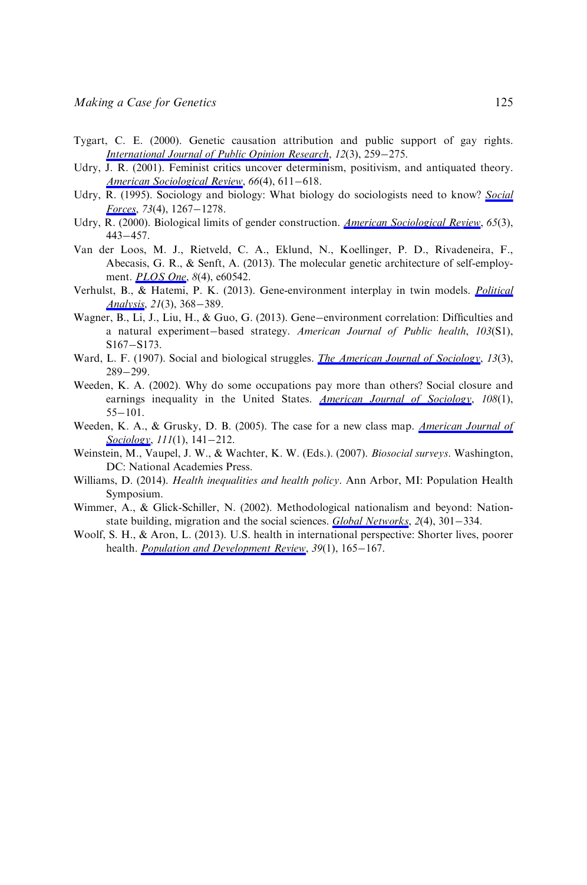Tygart, C. E. (2000). Genetic causation attribution and public support of gay rights. *International Journal of Public Opinion Research*, *12*(3), 259–275.

Udry, J. R. (2001). Feminist critics uncover determinism, positivism, and antiquated theory. *American Sociological Review*, *66*(4), 611–618.

Udry, R. (1995). Sociology and biology: What biology do sociologists need to know? *Social Forces*, *73*(4), 1267–1278.

Udry, R. (2000). Biological limits of gender construction. *American Sociological Review*, *65*(3), 443–457.

Van der Loos, M. J., Rietveld, C. A., Eklund, N., Koellinger, P. D., Rivadeneira, F., Abecasis, G. R., & Senft, A. (2013). The molecular genetic architecture of self-employment. *PLOS One*, *8*(4), e60542.

Verhulst, B., & Hatemi, P. K. (2013). Gene-environment interplay in twin models. *Political Analysis*, *21*(3), 368–389.

Wagner, B., Li, J., Liu, H., & Guo, G. (2013). Gene–environment correlation: Difficulties and a natural experiment–based strategy. *American Journal of Public health*, *103*(S1), S167–S173.

Ward, L. F. (1907). Social and biological struggles. *The American Journal of Sociology*, *13*(3), 289–299.

Weeden, K. A. (2002). Why do some occupations pay more than others? Social closure and earnings inequality in the United States. *American Journal of Sociology*, *108*(1), 55–101.

Weeden, K. A., & Grusky, D. B. (2005). The case for a new class map. *American Journal of Sociology*, *111*(1), 141–212.

Weinstein, M., Vaupel, J. W., & Wachter, K. W. (Eds.). (2007). *Biosocial surveys*. Washington, DC: National Academies Press.

Williams, D. (2014). *Health inequalities and health policy*. Ann Arbor, MI: Population Health Symposium.

Wimmer, A., & Glick-Schiller, N. (2002). Methodological nationalism and beyond: Nation-state building, migration and the social sciences. *Global Networks*, *2*(4), 301–334.

Woolf, S. H., & Aron, L. (2013). U.S. health in international perspective: Shorter lives, poorer health. *Population and Development Review*, *39*(1), 165–167.